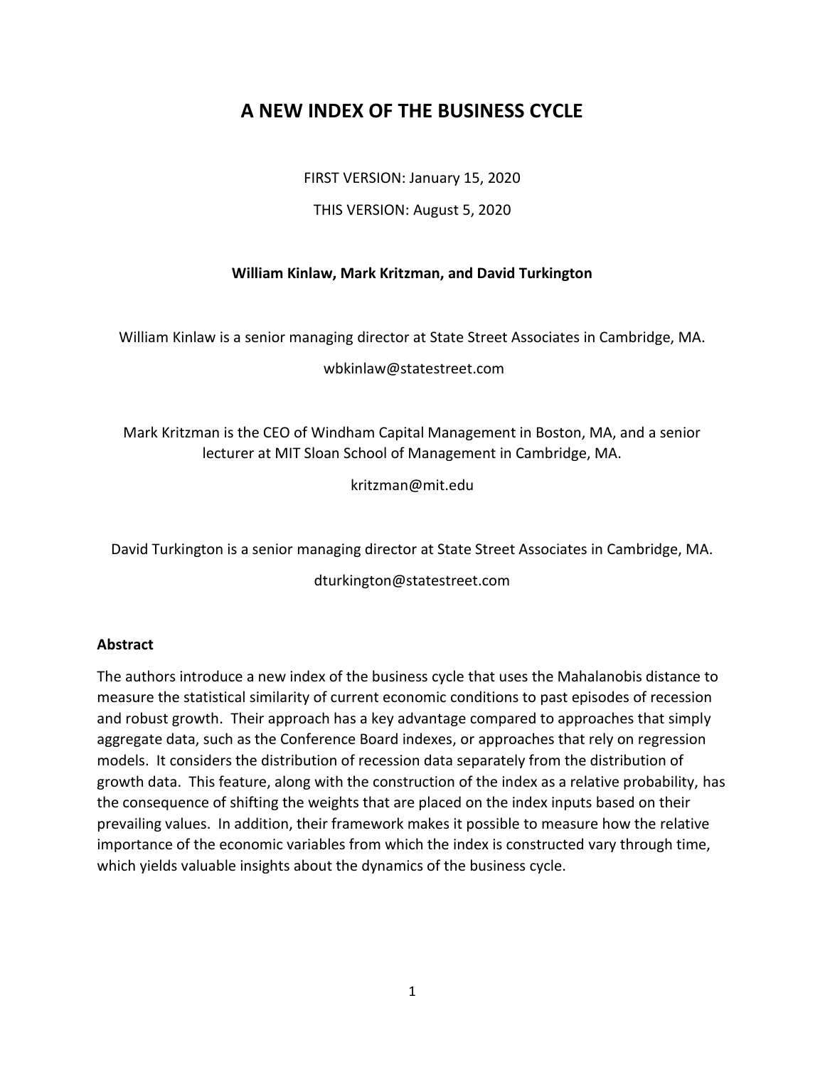# A NEW INDEX OF THE BUSINESS CYCLE

FIRST VERSION: January 15, 2020

THIS VERSION: August 5, 2020

**William Kinlaw, Mark Kritzman, and David Turkington**

William Kinlaw is a senior managing director at State Street Associates in Cambridge, MA.

wbkinlaw@statestreet.com

Mark Kritzman is the CEO of Windham Capital Management in Boston, MA, and a senior lecturer at MIT Sloan School of Management in Cambridge, MA.

kritzman@mit.edu

David Turkington is a senior managing director at State Street Associates in Cambridge, MA.

dturkington@statestreet.com

**Abstract**

The authors introduce a new index of the business cycle that uses the Mahalanobis distance to measure the statistical similarity of current economic conditions to past episodes of recession and robust growth. Their approach has a key advantage compared to approaches that simply aggregate data, such as the Conference Board indexes, or approaches that rely on regression models. It considers the distribution of recession data separately from the distribution of growth data. This feature, along with the construction of the index as a relative probability, has the consequence of shifting the weights that are placed on the index inputs based on their prevailing values. In addition, their framework makes it possible to measure how the relative importance of the economic variables from which the index is constructed vary through time, which yields valuable insights about the dynamics of the business cycle.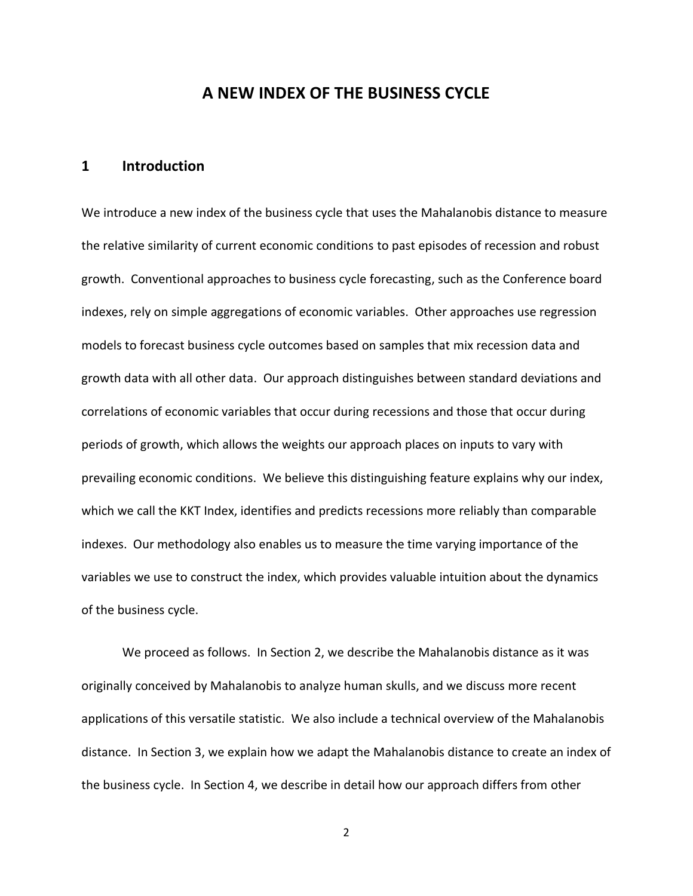# A NEW INDEX OF THE BUSINESS CYCLE

## 1 Introduction

We introduce a new index of the business cycle that uses the Mahalanobis distance to measure the relative similarity of current economic conditions to past episodes of recession and robust growth. Conventional approaches to business cycle forecasting, such as the Conference board indexes, rely on simple aggregations of economic variables. Other approaches use regression models to forecast business cycle outcomes based on samples that mix recession data and growth data with all other data. Our approach distinguishes between standard deviations and correlations of economic variables that occur during recessions and those that occur during periods of growth, which allows the weights our approach places on inputs to vary with prevailing economic conditions. We believe this distinguishing feature explains why our index, which we call the KKT Index, identifies and predicts recessions more reliably than comparable indexes. Our methodology also enables us to measure the time varying importance of the variables we use to construct the index, which provides valuable intuition about the dynamics of the business cycle.

We proceed as follows. In Section 2, we describe the Mahalanobis distance as it was originally conceived by Mahalanobis to analyze human skulls, and we discuss more recent applications of this versatile statistic. We also include a technical overview of the Mahalanobis distance. In Section 3, we explain how we adapt the Mahalanobis distance to create an index of the business cycle. In Section 4, we describe in detail how our approach differs from other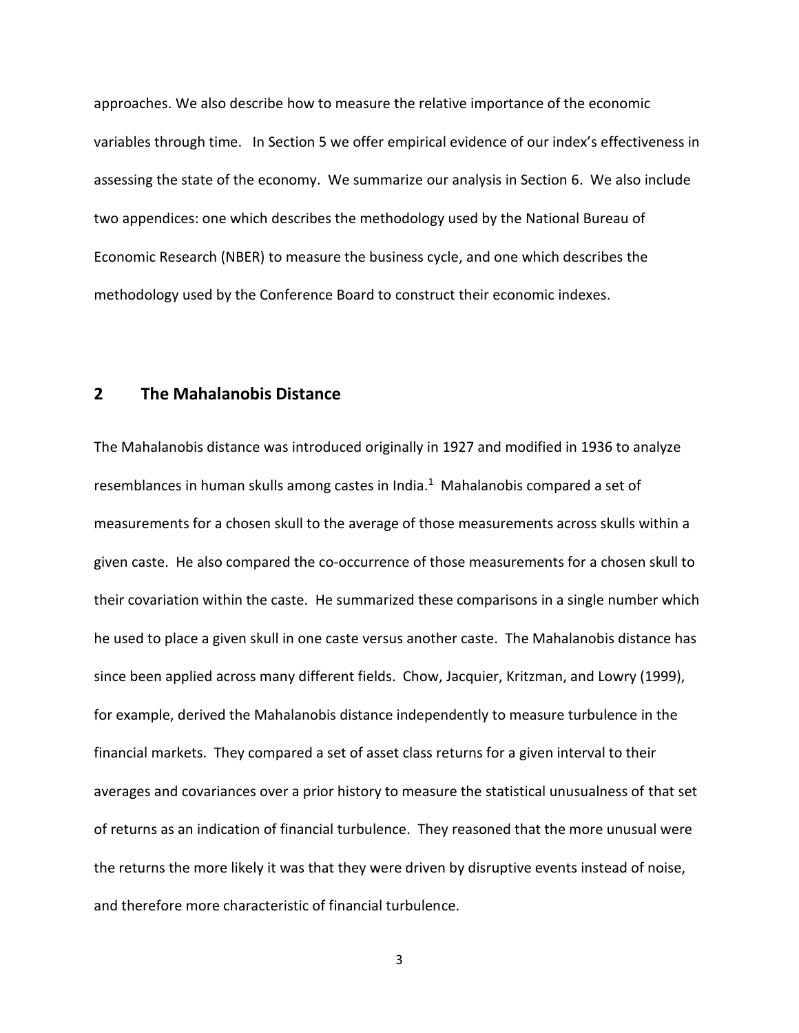approaches. We also describe how to measure the relative importance of the economic variables through time. In Section 5 we offer empirical evidence of our index's effectiveness in assessing the state of the economy. We summarize our analysis in Section 6. We also include two appendices: one which describes the methodology used by the National Bureau of Economic Research (NBER) to measure the business cycle, and one which describes the methodology used by the Conference Board to construct their economic indexes.

## 2 The Mahalanobis Distance

The Mahalanobis distance was introduced originally in 1927 and modified in 1936 to analyze resemblances in human skulls among castes in India.[1] Mahalanobis compared a set of measurements for a chosen skull to the average of those measurements across skulls within a given caste. He also compared the co-occurrence of those measurements for a chosen skull to their covariation within the caste. He summarized these comparisons in a single number which he used to place a given skull in one caste versus another caste. The Mahalanobis distance has since been applied across many different fields. Chow, Jacquier, Kritzman, and Lowry (1999), for example, derived the Mahalanobis distance independently to measure turbulence in the financial markets. They compared a set of asset class returns for a given interval to their averages and covariances over a prior history to measure the statistical unusualness of that set of returns as an indication of financial turbulence. They reasoned that the more unusual were the returns the more likely it was that they were driven by disruptive events instead of noise, and therefore more characteristic of financial turbulence.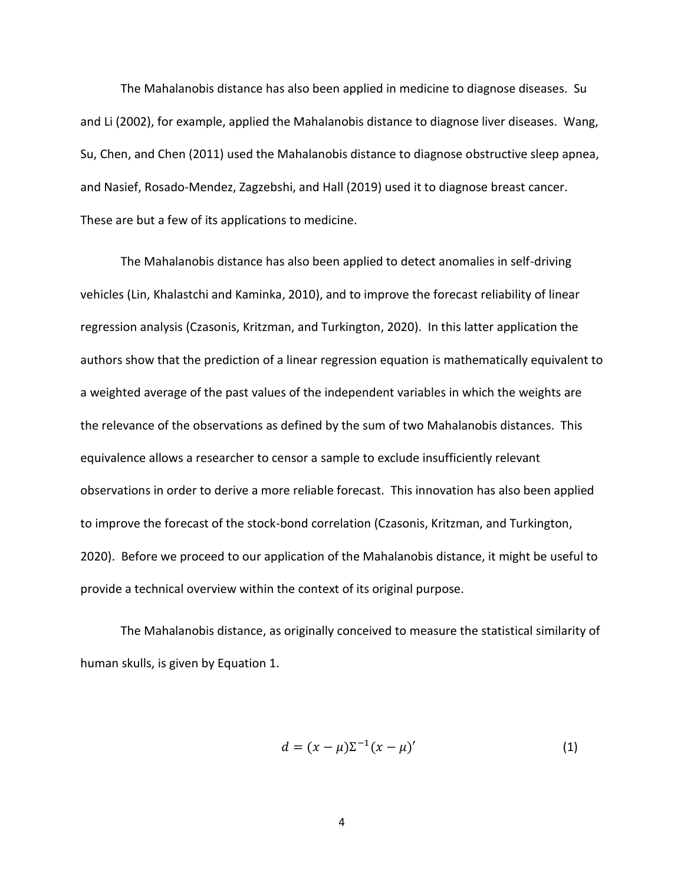The Mahalanobis distance has also been applied in medicine to diagnose diseases. Su and Li (2002), for example, applied the Mahalanobis distance to diagnose liver diseases. Wang, Su, Chen, and Chen (2011) used the Mahalanobis distance to diagnose obstructive sleep apnea, and Nasief, Rosado-Mendez, Zagzebshi, and Hall (2019) used it to diagnose breast cancer. These are but a few of its applications to medicine.

The Mahalanobis distance has also been applied to detect anomalies in self-driving vehicles (Lin, Khalastchi and Kaminka, 2010), and to improve the forecast reliability of linear regression analysis (Czasonis, Kritzman, and Turkington, 2020). In this latter application the authors show that the prediction of a linear regression equation is mathematically equivalent to a weighted average of the past values of the independent variables in which the weights are the relevance of the observations as defined by the sum of two Mahalanobis distances. This equivalence allows a researcher to censor a sample to exclude insufficiently relevant observations in order to derive a more reliable forecast. This innovation has also been applied to improve the forecast of the stock-bond correlation (Czasonis, Kritzman, and Turkington, 2020). Before we proceed to our application of the Mahalanobis distance, it might be useful to provide a technical overview within the context of its original purpose.

The Mahalanobis distance, as originally conceived to measure the statistical similarity of human skulls, is given by Equation 1.

$$d = (x - \mu)\Sigma^{-1}(x - \mu)' \tag{1}$$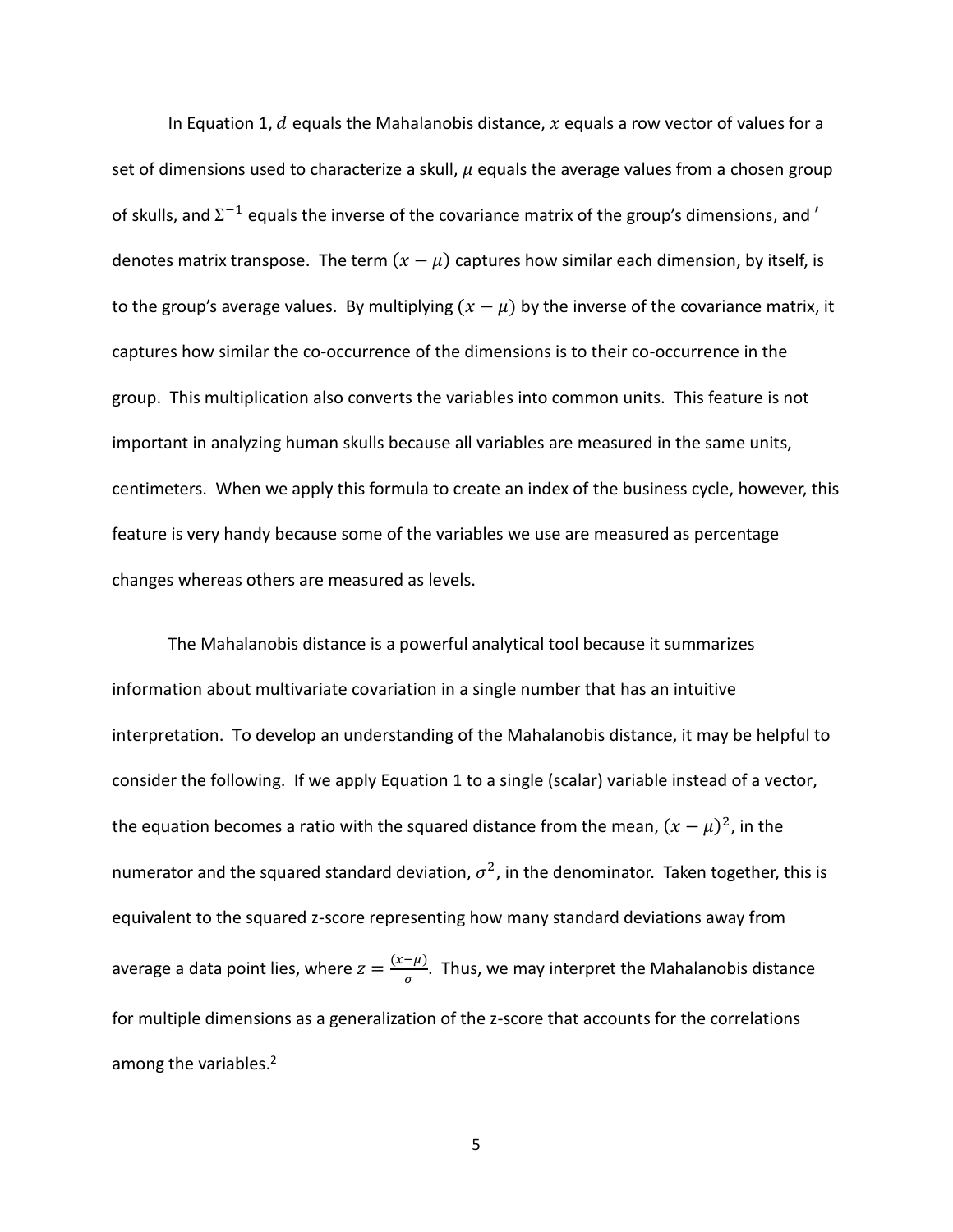In Equation 1, $d$ equals the Mahalanobis distance, $x$ equals a row vector of values for a set of dimensions used to characterize a skull, $\mu$ equals the average values from a chosen group of skulls, and $\Sigma^{-1}$ equals the inverse of the covariance matrix of the group's dimensions, and $'$ denotes matrix transpose. The term $(x - \mu)$ captures how similar each dimension, by itself, is to the group's average values. By multiplying $(x - \mu)$ by the inverse of the covariance matrix, it captures how similar the co-occurrence of the dimensions is to their co-occurrence in the group. This multiplication also converts the variables into common units. This feature is not important in analyzing human skulls because all variables are measured in the same units, centimeters. When we apply this formula to create an index of the business cycle, however, this feature is very handy because some of the variables we use are measured as percentage changes whereas others are measured as levels.

The Mahalanobis distance is a powerful analytical tool because it summarizes information about multivariate covariation in a single number that has an intuitive interpretation. To develop an understanding of the Mahalanobis distance, it may be helpful to consider the following. If we apply Equation 1 to a single (scalar) variable instead of a vector, the equation becomes a ratio with the squared distance from the mean, $(x - \mu)^2$, in the numerator and the squared standard deviation, $\sigma^2$, in the denominator. Taken together, this is equivalent to the squared z-score representing how many standard deviations away from average a data point lies, where $z = \frac{(x-\mu)}{\sigma}$. Thus, we may interpret the Mahalanobis distance for multiple dimensions as a generalization of the z-score that accounts for the correlations among the variables.[2]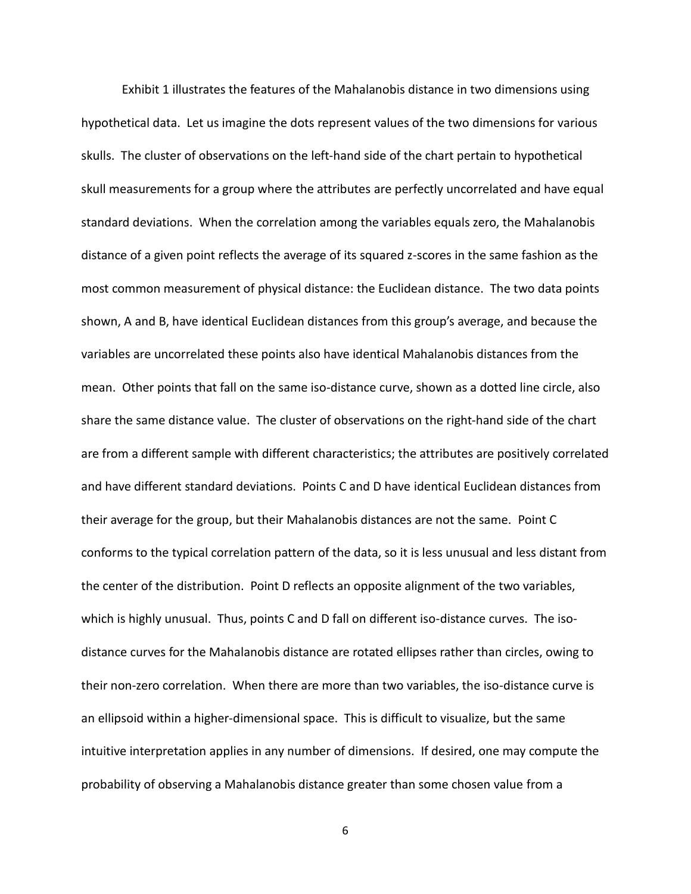Exhibit 1 illustrates the features of the Mahalanobis distance in two dimensions using hypothetical data. Let us imagine the dots represent values of the two dimensions for various skulls. The cluster of observations on the left-hand side of the chart pertain to hypothetical skull measurements for a group where the attributes are perfectly uncorrelated and have equal standard deviations. When the correlation among the variables equals zero, the Mahalanobis distance of a given point reflects the average of its squared z-scores in the same fashion as the most common measurement of physical distance: the Euclidean distance. The two data points shown, A and B, have identical Euclidean distances from this group's average, and because the variables are uncorrelated these points also have identical Mahalanobis distances from the mean. Other points that fall on the same iso-distance curve, shown as a dotted line circle, also share the same distance value. The cluster of observations on the right-hand side of the chart are from a different sample with different characteristics; the attributes are positively correlated and have different standard deviations. Points C and D have identical Euclidean distances from their average for the group, but their Mahalanobis distances are not the same. Point C conforms to the typical correlation pattern of the data, so it is less unusual and less distant from the center of the distribution. Point D reflects an opposite alignment of the two variables, which is highly unusual. Thus, points C and D fall on different iso-distance curves. The iso-distance curves for the Mahalanobis distance are rotated ellipses rather than circles, owing to their non-zero correlation. When there are more than two variables, the iso-distance curve is an ellipsoid within a higher-dimensional space. This is difficult to visualize, but the same intuitive interpretation applies in any number of dimensions. If desired, one may compute the probability of observing a Mahalanobis distance greater than some chosen value from a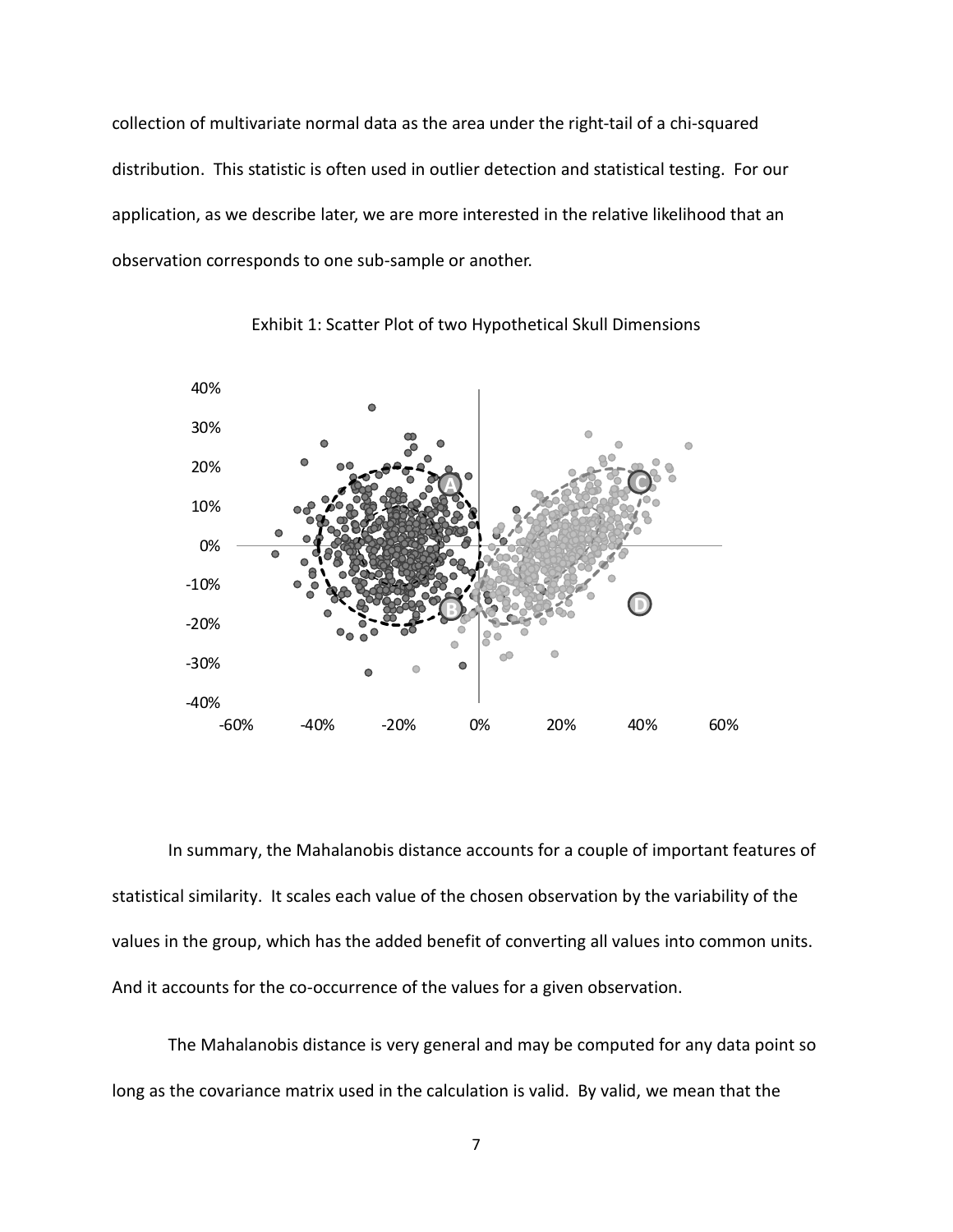collection of multivariate normal data as the area under the right-tail of a chi-squared distribution. This statistic is often used in outlier detection and statistical testing. For our application, as we describe later, we are more interested in the relative likelihood that an observation corresponds to one sub-sample or another.

Exhibit 1: Scatter Plot of two Hypothetical Skull Dimensions

In summary, the Mahalanobis distance accounts for a couple of important features of statistical similarity. It scales each value of the chosen observation by the variability of the values in the group, which has the added benefit of converting all values into common units. And it accounts for the co-occurrence of the values for a given observation.

The Mahalanobis distance is very general and may be computed for any data point so long as the covariance matrix used in the calculation is valid. By valid, we mean that the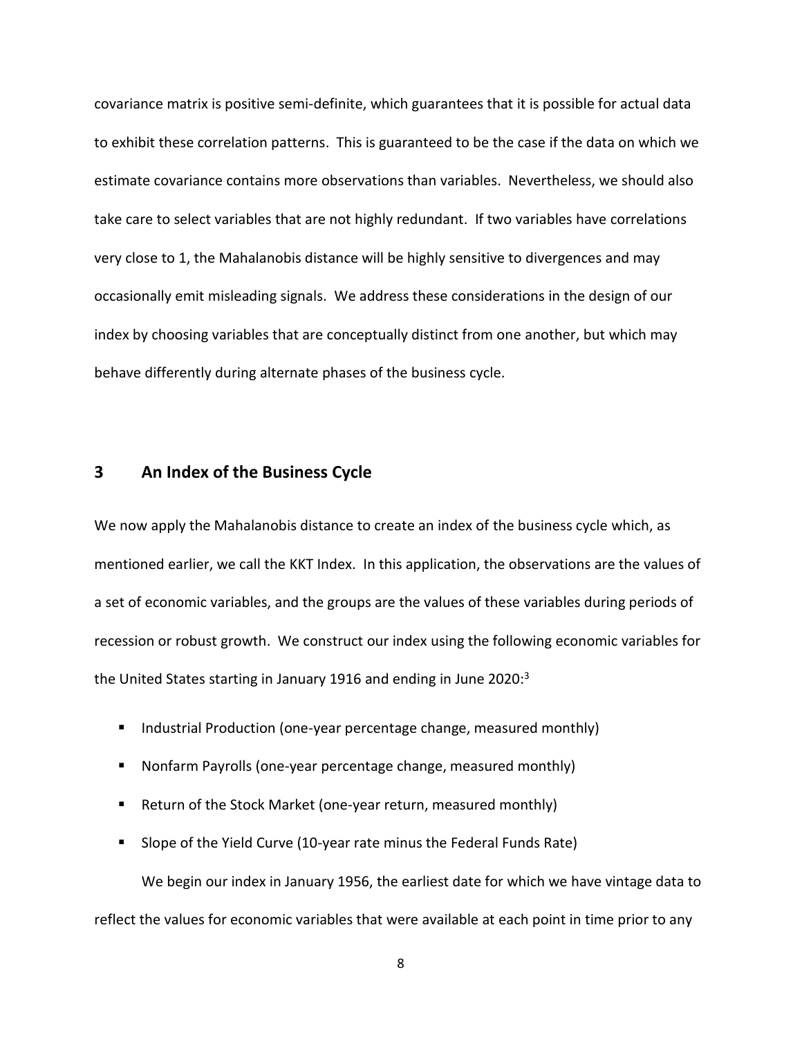covariance matrix is positive semi-definite, which guarantees that it is possible for actual data to exhibit these correlation patterns. This is guaranteed to be the case if the data on which we estimate covariance contains more observations than variables. Nevertheless, we should also take care to select variables that are not highly redundant. If two variables have correlations very close to 1, the Mahalanobis distance will be highly sensitive to divergences and may occasionally emit misleading signals. We address these considerations in the design of our index by choosing variables that are conceptually distinct from one another, but which may behave differently during alternate phases of the business cycle.

## 3 An Index of the Business Cycle

We now apply the Mahalanobis distance to create an index of the business cycle which, as mentioned earlier, we call the KKT Index. In this application, the observations are the values of a set of economic variables, and the groups are the values of these variables during periods of recession or robust growth. We construct our index using the following economic variables for the United States starting in January 1916 and ending in June 2020:[3]

- Industrial Production (one-year percentage change, measured monthly)
- Nonfarm Payrolls (one-year percentage change, measured monthly)
- Return of the Stock Market (one-year return, measured monthly)
- Slope of the Yield Curve (10-year rate minus the Federal Funds Rate)

We begin our index in January 1956, the earliest date for which we have vintage data to reflect the values for economic variables that were available at each point in time prior to any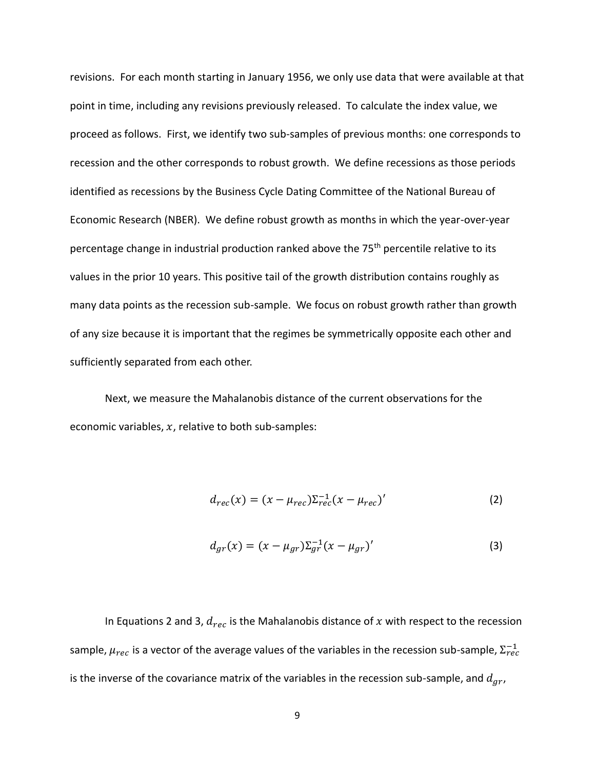revisions. For each month starting in January 1956, we only use data that were available at that point in time, including any revisions previously released. To calculate the index value, we proceed as follows. First, we identify two sub-samples of previous months: one corresponds to recession and the other corresponds to robust growth. We define recessions as those periods identified as recessions by the Business Cycle Dating Committee of the National Bureau of Economic Research (NBER). We define robust growth as months in which the year-over-year percentage change in industrial production ranked above the 75th percentile relative to its values in the prior 10 years. This positive tail of the growth distribution contains roughly as many data points as the recession sub-sample. We focus on robust growth rather than growth of any size because it is important that the regimes be symmetrically opposite each other and sufficiently separated from each other.

Next, we measure the Mahalanobis distance of the current observations for the economic variables, $x$, relative to both sub-samples:

$$d_{rec}(x) = (x - \mu_{rec})\Sigma_{rec}^{-1}(x - \mu_{rec})' \tag{2}$$

$$d_{gr}(x) = (x - \mu_{gr})\Sigma_{gr}^{-1}(x - \mu_{gr})' \tag{3}$$

In Equations 2 and 3, $d_{rec}$ is the Mahalanobis distance of $x$ with respect to the recession sample, $\mu_{rec}$ is a vector of the average values of the variables in the recession sub-sample, $\Sigma_{rec}^{-1}$ is the inverse of the covariance matrix of the variables in the recession sub-sample, and $d_{gr}$,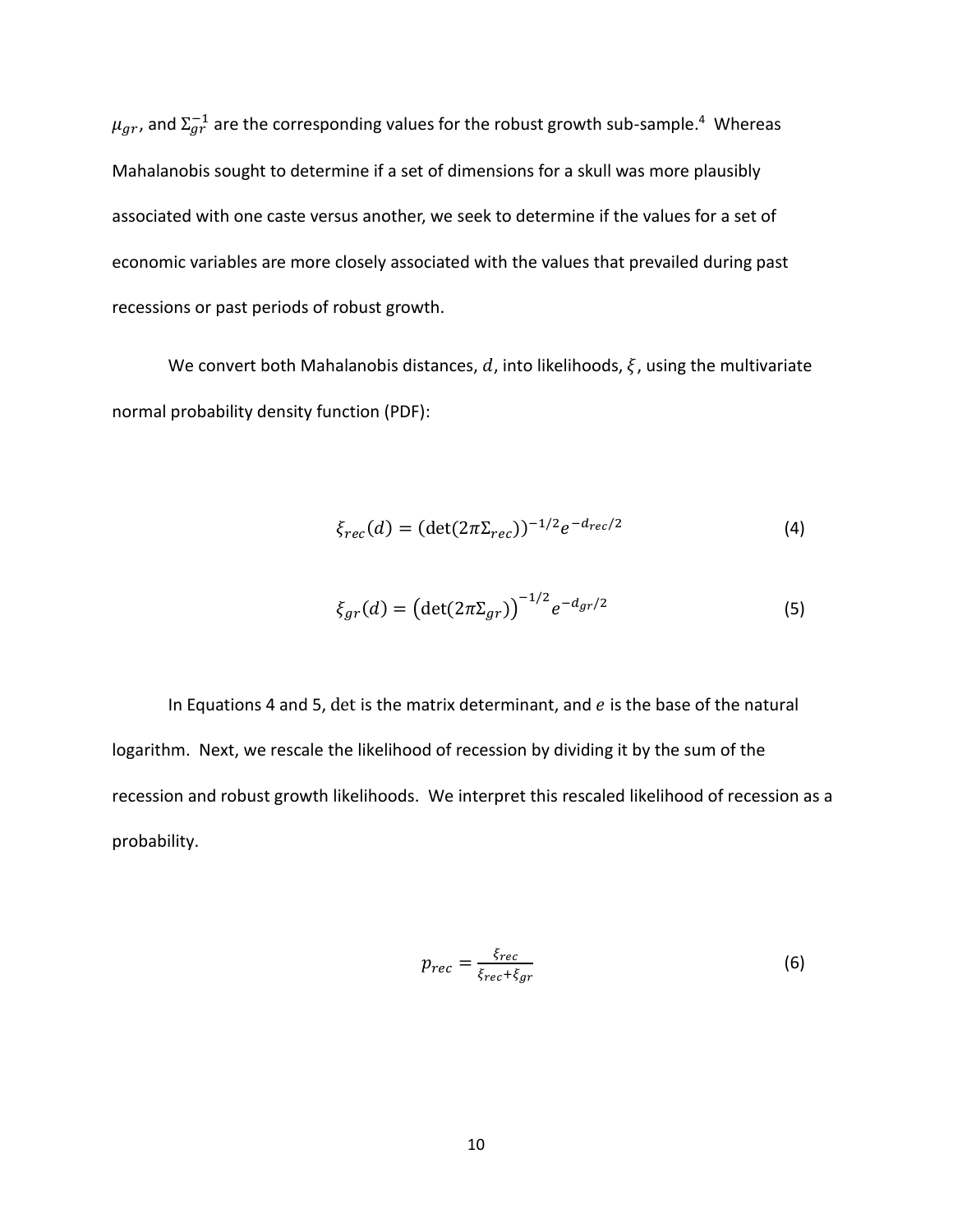$\mu_{gr}$, and $\Sigma_{gr}^{-1}$ are the corresponding values for the robust growth sub-sample.[4] Whereas Mahalanobis sought to determine if a set of dimensions for a skull was more plausibly associated with one caste versus another, we seek to determine if the values for a set of economic variables are more closely associated with the values that prevailed during past recessions or past periods of robust growth.

We convert both Mahalanobis distances, $d$, into likelihoods, $\xi$, using the multivariate normal probability density function (PDF):

$$\xi_{rec}(d) = (\det(2\pi\Sigma_{rec}))^{-1/2} e^{-d_{rec}/2} \tag{4}$$

$$\xi_{gr}(d) = \left(\det(2\pi\Sigma_{gr})\right)^{-1/2} e^{-d_{gr}/2} \tag{5}$$

In Equations 4 and 5, $\det$ is the matrix determinant, and $e$ is the base of the natural logarithm. Next, we rescale the likelihood of recession by dividing it by the sum of the recession and robust growth likelihoods. We interpret this rescaled likelihood of recession as a probability.

$$p_{rec} = \frac{\xi_{rec}}{\xi_{rec} + \xi_{gr}} \tag{6}$$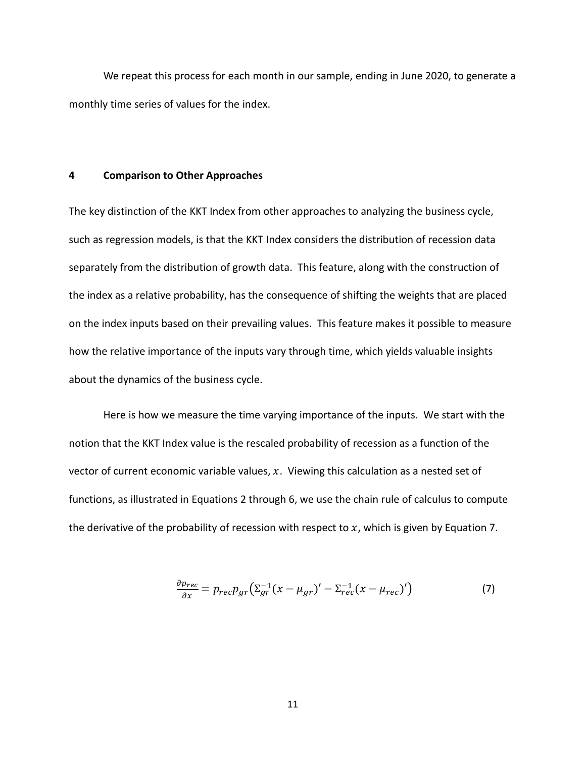We repeat this process for each month in our sample, ending in June 2020, to generate a monthly time series of values for the index.

## 4 Comparison to Other Approaches

The key distinction of the KKT Index from other approaches to analyzing the business cycle, such as regression models, is that the KKT Index considers the distribution of recession data separately from the distribution of growth data. This feature, along with the construction of the index as a relative probability, has the consequence of shifting the weights that are placed on the index inputs based on their prevailing values. This feature makes it possible to measure how the relative importance of the inputs vary through time, which yields valuable insights about the dynamics of the business cycle.

Here is how we measure the time varying importance of the inputs. We start with the notion that the KKT Index value is the rescaled probability of recession as a function of the vector of current economic variable values, $x$. Viewing this calculation as a nested set of functions, as illustrated in Equations 2 through 6, we use the chain rule of calculus to compute the derivative of the probability of recession with respect to $x$, which is given by Equation 7.

$$\frac{\partial p_{rec}}{\partial x} = p_{rec} p_{gr} \left( \Sigma_{gr}^{-1} (x - \mu_{gr})' - \Sigma_{rec}^{-1} (x - \mu_{rec})' \right) \tag{7}$$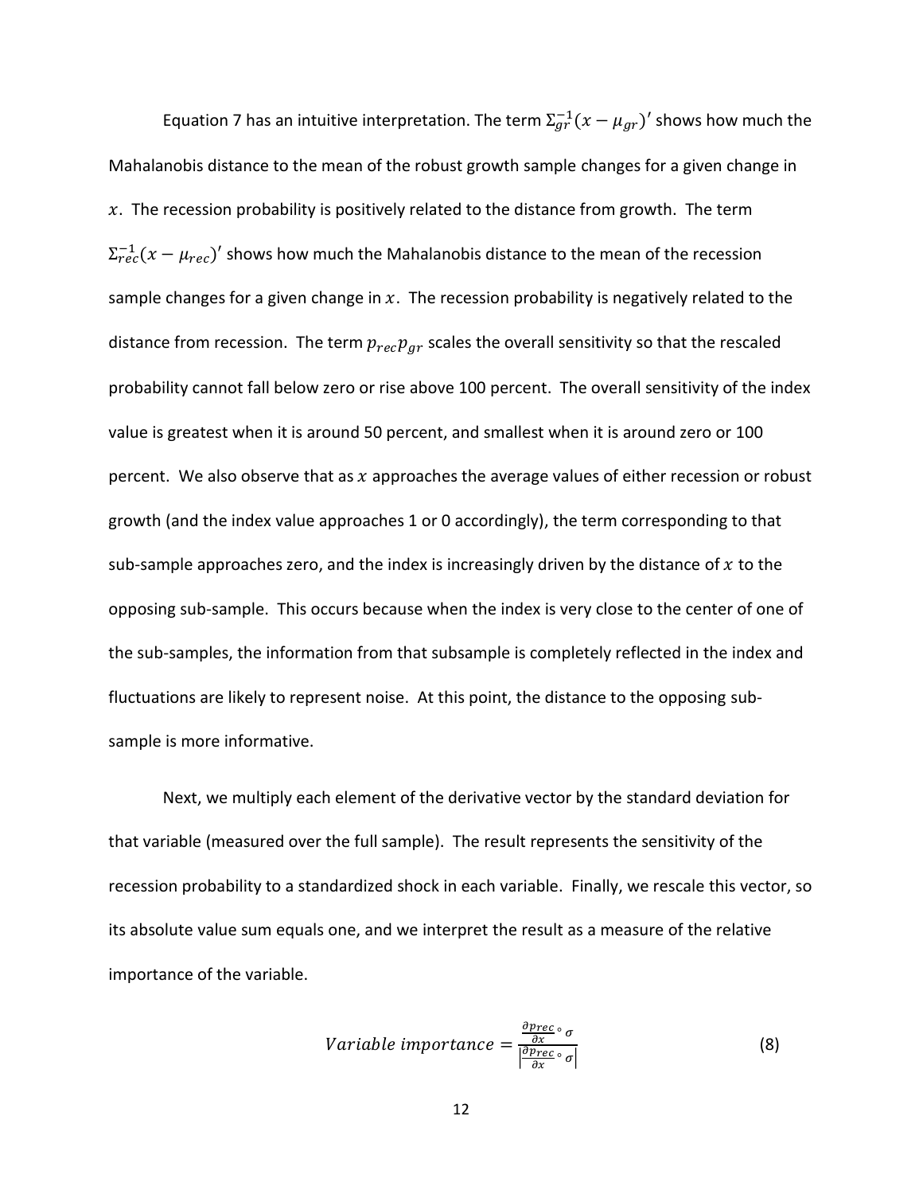Equation 7 has an intuitive interpretation. The term $\Sigma_{gr}^{-1}(x - \mu_{gr})'$ shows how much the Mahalanobis distance to the mean of the robust growth sample changes for a given change in $x$. The recession probability is positively related to the distance from growth. The term $\Sigma_{rec}^{-1}(x - \mu_{rec})'$ shows how much the Mahalanobis distance to the mean of the recession sample changes for a given change in $x$. The recession probability is negatively related to the distance from recession. The term $p_{rec}p_{gr}$ scales the overall sensitivity so that the rescaled probability cannot fall below zero or rise above 100 percent. The overall sensitivity of the index value is greatest when it is around 50 percent, and smallest when it is around zero or 100 percent. We also observe that as $x$ approaches the average values of either recession or robust growth (and the index value approaches 1 or 0 accordingly), the term corresponding to that sub-sample approaches zero, and the index is increasingly driven by the distance of $x$ to the opposing sub-sample. This occurs because when the index is very close to the center of one of the sub-samples, the information from that subsample is completely reflected in the index and fluctuations are likely to represent noise. At this point, the distance to the opposing sub-sample is more informative.

Next, we multiply each element of the derivative vector by the standard deviation for that variable (measured over the full sample). The result represents the sensitivity of the recession probability to a standardized shock in each variable. Finally, we rescale this vector, so its absolute value sum equals one, and we interpret the result as a measure of the relative importance of the variable.

$$Variable\ importance = \frac{\frac{\partial p_{rec}}{\partial x} \circ \sigma}{\left|\frac{\partial p_{rec}}{\partial x} \circ \sigma\right|} \tag{8}$$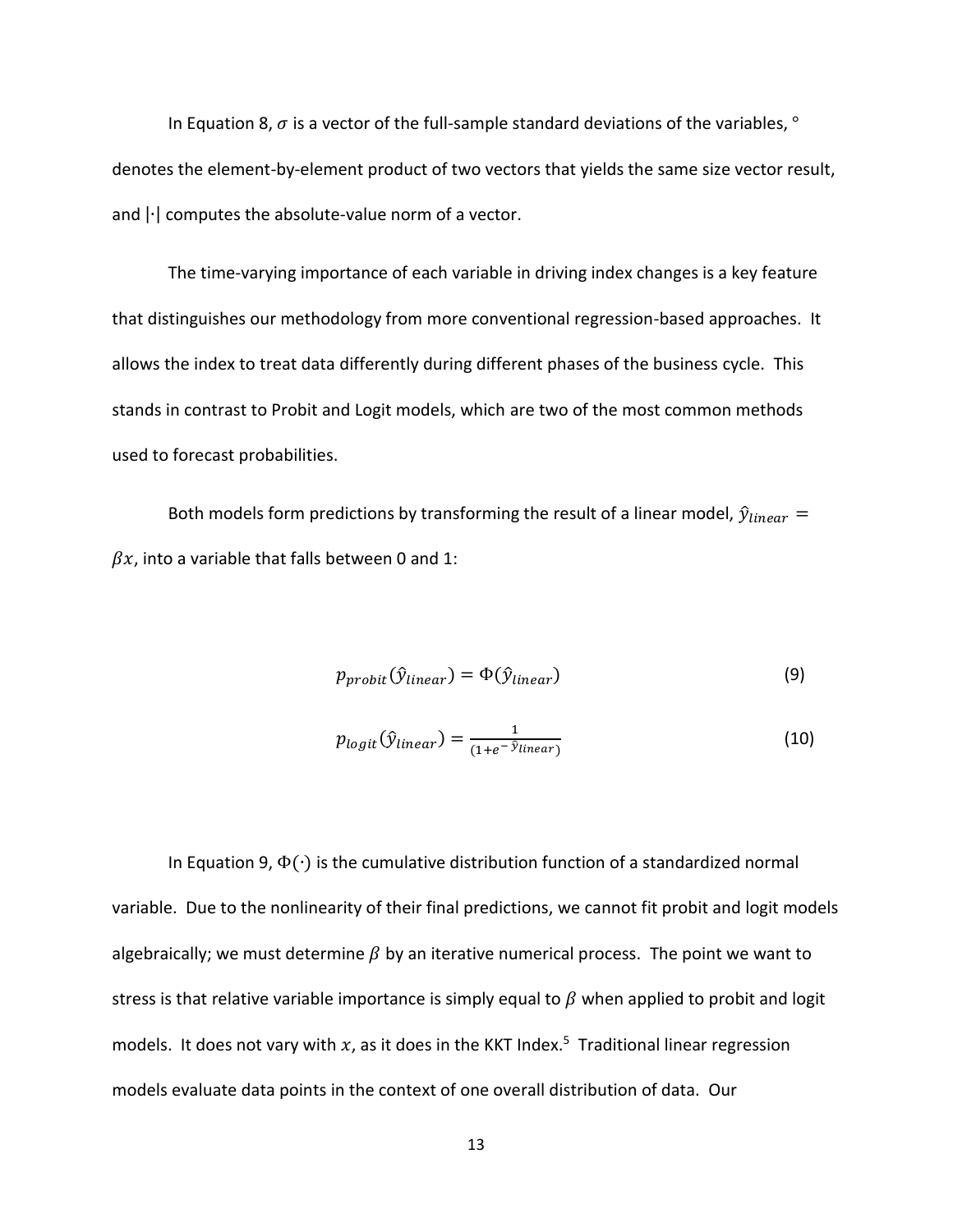In Equation 8, $\sigma$ is a vector of the full-sample standard deviations of the variables, $\circ$ denotes the element-by-element product of two vectors that yields the same size vector result, and $|\cdot|$ computes the absolute-value norm of a vector.

The time-varying importance of each variable in driving index changes is a key feature that distinguishes our methodology from more conventional regression-based approaches. It allows the index to treat data differently during different phases of the business cycle. This stands in contrast to Probit and Logit models, which are two of the most common methods used to forecast probabilities.

Both models form predictions by transforming the result of a linear model, $\hat{y}_{linear} = \beta x$, into a variable that falls between 0 and 1:

$$p_{probit}(\hat{y}_{linear}) = \Phi(\hat{y}_{linear}) \tag{9}$$

$$p_{logit}(\hat{y}_{linear}) = \frac{1}{(1+e^{-\hat{y}_{linear}})} \tag{10}$$

In Equation 9, $\Phi(\cdot)$ is the cumulative distribution function of a standardized normal variable. Due to the nonlinearity of their final predictions, we cannot fit probit and logit models algebraically; we must determine $\beta$ by an iterative numerical process. The point we want to stress is that relative variable importance is simply equal to $\beta$ when applied to probit and logit models. It does not vary with $x$, as it does in the KKT Index.[5] Traditional linear regression models evaluate data points in the context of one overall distribution of data. Our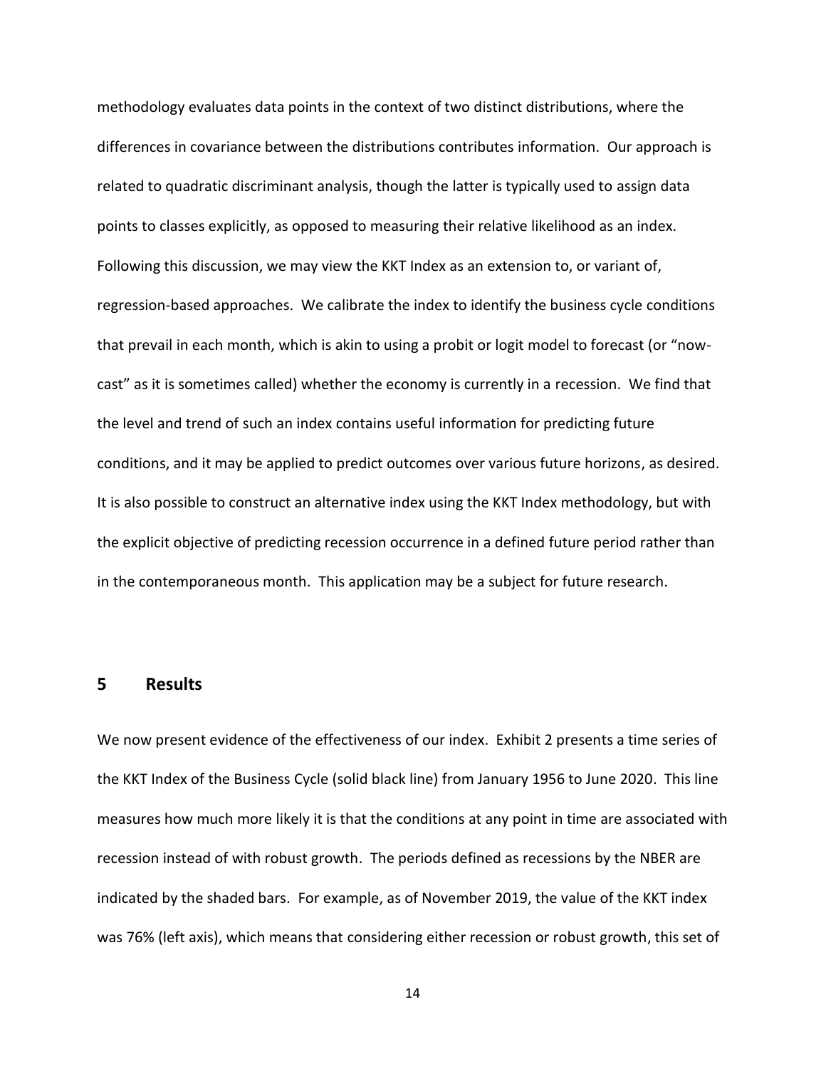methodology evaluates data points in the context of two distinct distributions, where the differences in covariance between the distributions contributes information. Our approach is related to quadratic discriminant analysis, though the latter is typically used to assign data points to classes explicitly, as opposed to measuring their relative likelihood as an index. Following this discussion, we may view the KKT Index as an extension to, or variant of, regression-based approaches. We calibrate the index to identify the business cycle conditions that prevail in each month, which is akin to using a probit or logit model to forecast (or "now-cast" as it is sometimes called) whether the economy is currently in a recession. We find that the level and trend of such an index contains useful information for predicting future conditions, and it may be applied to predict outcomes over various future horizons, as desired. It is also possible to construct an alternative index using the KKT Index methodology, but with the explicit objective of predicting recession occurrence in a defined future period rather than in the contemporaneous month. This application may be a subject for future research.

## 5 Results

We now present evidence of the effectiveness of our index. Exhibit 2 presents a time series of the KKT Index of the Business Cycle (solid black line) from January 1956 to June 2020. This line measures how much more likely it is that the conditions at any point in time are associated with recession instead of with robust growth. The periods defined as recessions by the NBER are indicated by the shaded bars. For example, as of November 2019, the value of the KKT index was 76% (left axis), which means that considering either recession or robust growth, this set of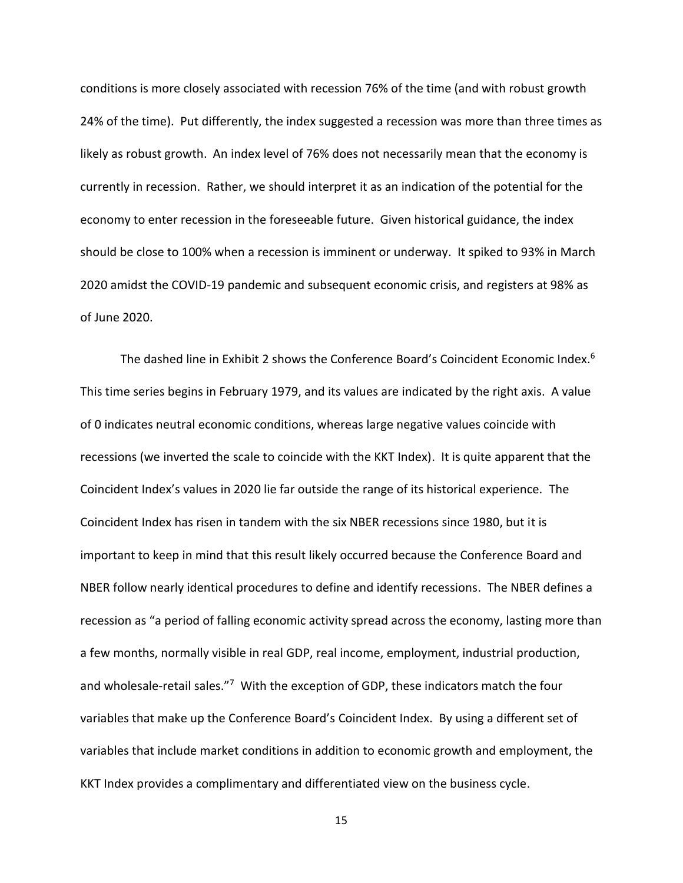conditions is more closely associated with recession 76% of the time (and with robust growth 24% of the time). Put differently, the index suggested a recession was more than three times as likely as robust growth. An index level of 76% does not necessarily mean that the economy is currently in recession. Rather, we should interpret it as an indication of the potential for the economy to enter recession in the foreseeable future. Given historical guidance, the index should be close to 100% when a recession is imminent or underway. It spiked to 93% in March 2020 amidst the COVID-19 pandemic and subsequent economic crisis, and registers at 98% as of June 2020.

The dashed line in Exhibit 2 shows the Conference Board's Coincident Economic Index.[6] This time series begins in February 1979, and its values are indicated by the right axis. A value of 0 indicates neutral economic conditions, whereas large negative values coincide with recessions (we inverted the scale to coincide with the KKT Index). It is quite apparent that the Coincident Index's values in 2020 lie far outside the range of its historical experience. The Coincident Index has risen in tandem with the six NBER recessions since 1980, but it is important to keep in mind that this result likely occurred because the Conference Board and NBER follow nearly identical procedures to define and identify recessions. The NBER defines a recession as "a period of falling economic activity spread across the economy, lasting more than a few months, normally visible in real GDP, real income, employment, industrial production, and wholesale-retail sales."[7] With the exception of GDP, these indicators match the four variables that make up the Conference Board's Coincident Index. By using a different set of variables that include market conditions in addition to economic growth and employment, the KKT Index provides a complimentary and differentiated view on the business cycle.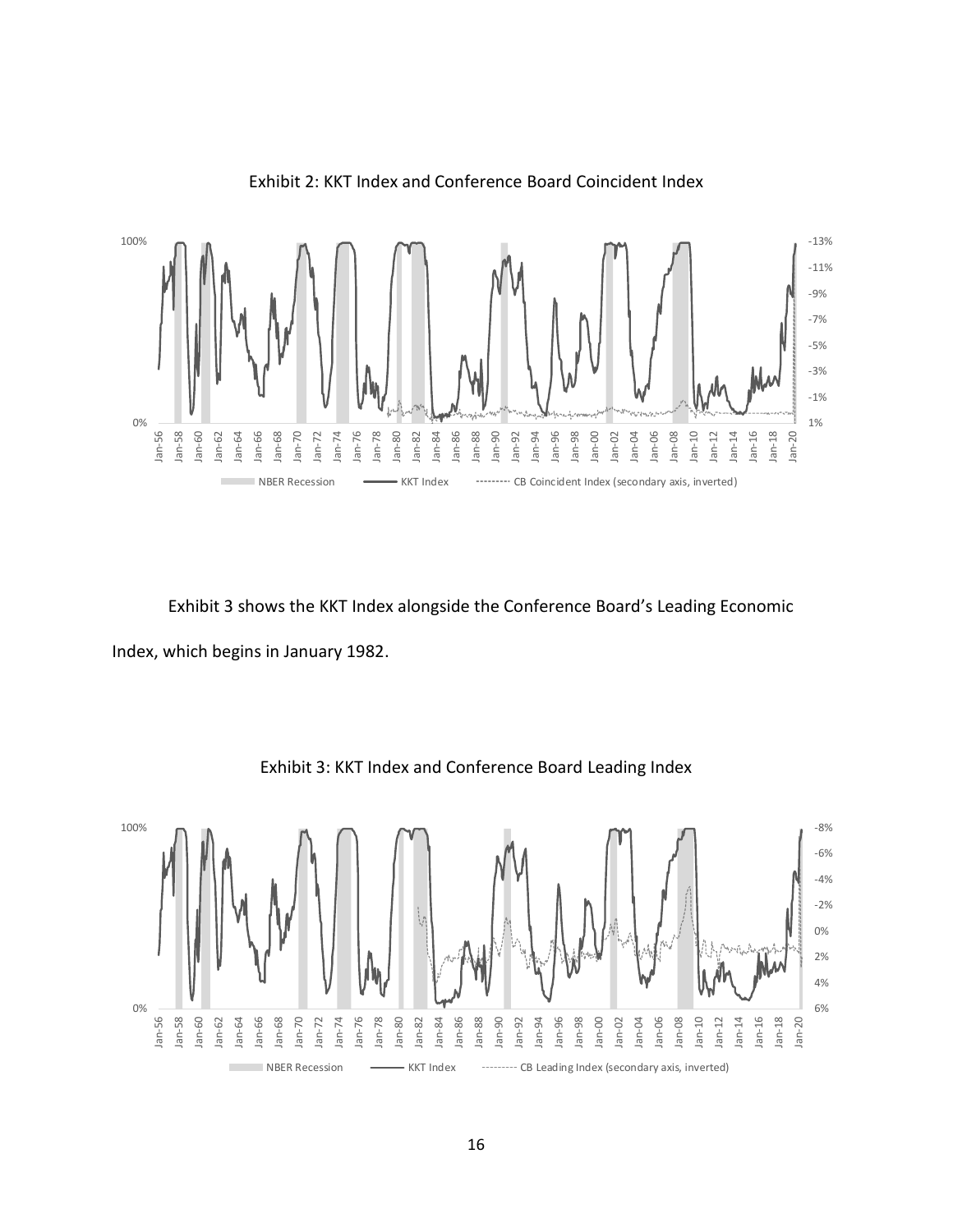Exhibit 2: KKT Index and Conference Board Coincident Index

Exhibit 3 shows the KKT Index alongside the Conference Board's Leading Economic Index, which begins in January 1982.

Exhibit 3: KKT Index and Conference Board Leading Index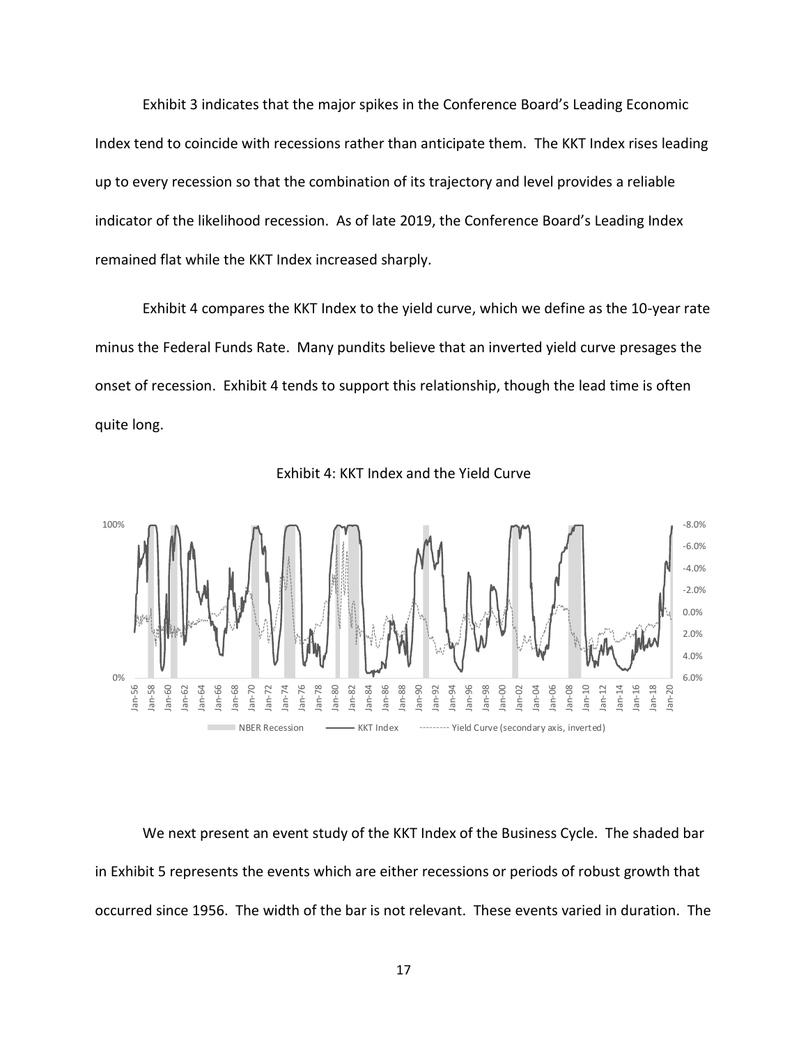Exhibit 3 indicates that the major spikes in the Conference Board's Leading Economic Index tend to coincide with recessions rather than anticipate them. The KKT Index rises leading up to every recession so that the combination of its trajectory and level provides a reliable indicator of the likelihood recession. As of late 2019, the Conference Board's Leading Index remained flat while the KKT Index increased sharply.

Exhibit 4 compares the KKT Index to the yield curve, which we define as the 10-year rate minus the Federal Funds Rate. Many pundits believe that an inverted yield curve presages the onset of recession. Exhibit 4 tends to support this relationship, though the lead time is often quite long.

Exhibit 4: KKT Index and the Yield Curve

We next present an event study of the KKT Index of the Business Cycle. The shaded bar in Exhibit 5 represents the events which are either recessions or periods of robust growth that occurred since 1956. The width of the bar is not relevant. These events varied in duration. The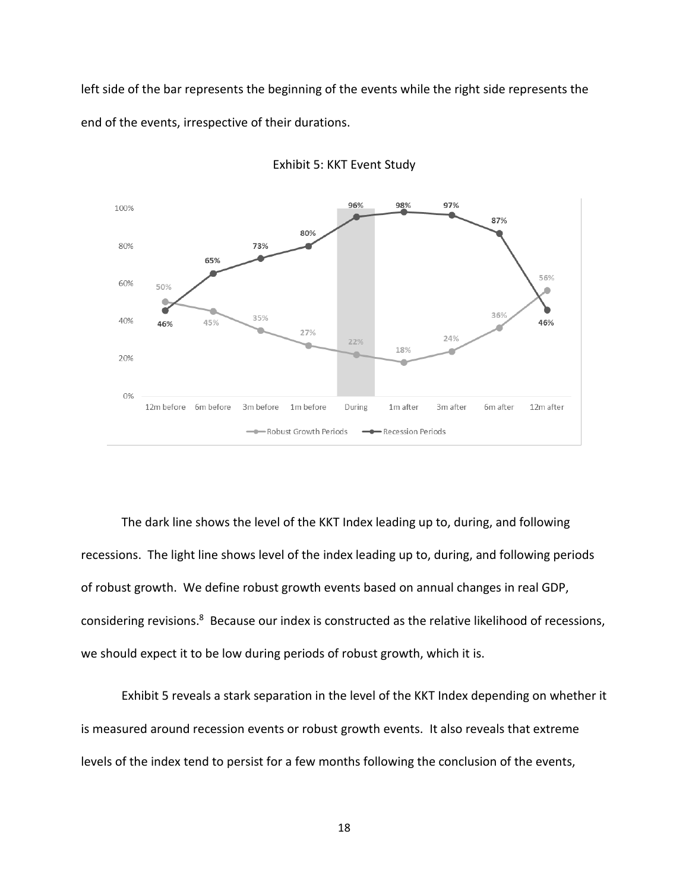left side of the bar represents the beginning of the events while the right side represents the end of the events, irrespective of their durations.

Exhibit 5: KKT Event Study

The dark line shows the level of the KKT Index leading up to, during, and following recessions. The light line shows level of the index leading up to, during, and following periods of robust growth. We define robust growth events based on annual changes in real GDP, considering revisions.[8] Because our index is constructed as the relative likelihood of recessions, we should expect it to be low during periods of robust growth, which it is.

Exhibit 5 reveals a stark separation in the level of the KKT Index depending on whether it is measured around recession events or robust growth events. It also reveals that extreme levels of the index tend to persist for a few months following the conclusion of the events,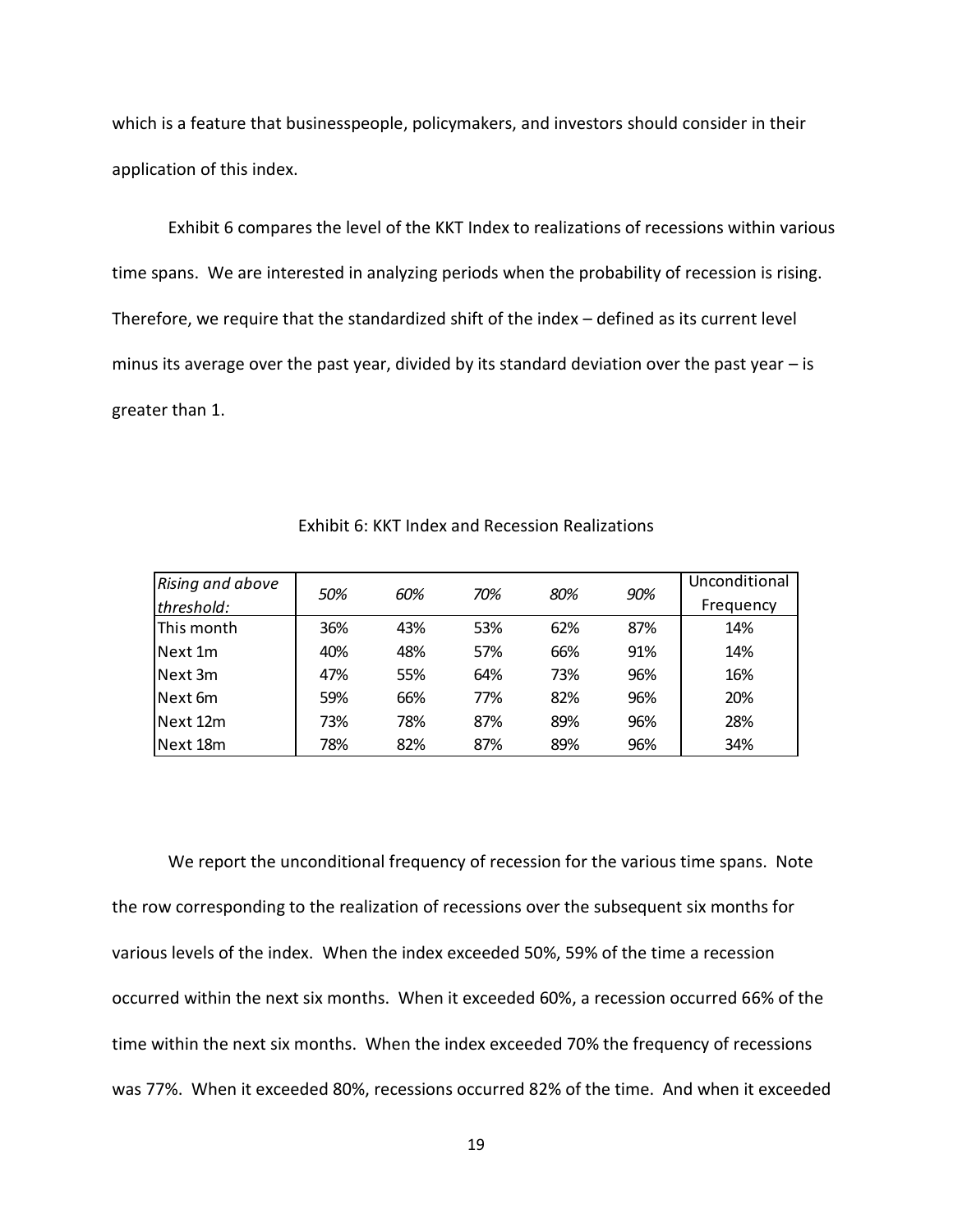which is a feature that businesspeople, policymakers, and investors should consider in their application of this index.

Exhibit 6 compares the level of the KKT Index to realizations of recessions within various time spans. We are interested in analyzing periods when the probability of recession is rising. Therefore, we require that the standardized shift of the index – defined as its current level minus its average over the past year, divided by its standard deviation over the past year – is greater than 1.

Exhibit 6: KKT Index and Recession Realizations

| *Rising and above threshold:* | *50%* | *60%* | *70%* | *80%* | *90%* | Unconditional Frequency |
|---|---|---|---|---|---|---|
| This month | 36% | 43% | 53% | 62% | 87% | 14% |
| Next 1m | 40% | 48% | 57% | 66% | 91% | 14% |
| Next 3m | 47% | 55% | 64% | 73% | 96% | 16% |
| Next 6m | 59% | 66% | 77% | 82% | 96% | 20% |
| Next 12m | 73% | 78% | 87% | 89% | 96% | 28% |
| Next 18m | 78% | 82% | 87% | 89% | 96% | 34% |

We report the unconditional frequency of recession for the various time spans. Note the row corresponding to the realization of recessions over the subsequent six months for various levels of the index. When the index exceeded 50%, 59% of the time a recession occurred within the next six months. When it exceeded 60%, a recession occurred 66% of the time within the next six months. When the index exceeded 70% the frequency of recessions was 77%. When it exceeded 80%, recessions occurred 82% of the time. And when it exceeded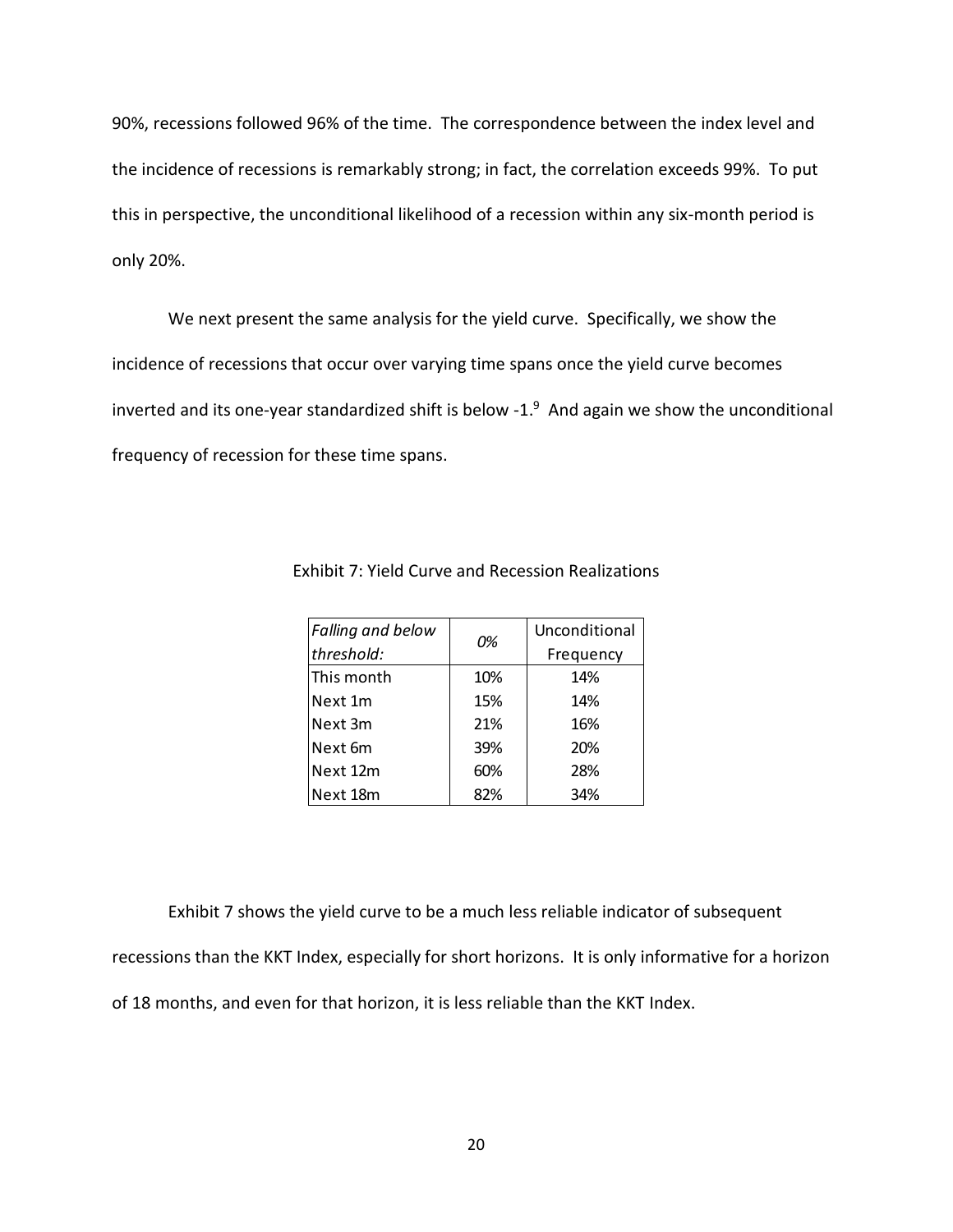90%, recessions followed 96% of the time. The correspondence between the index level and the incidence of recessions is remarkably strong; in fact, the correlation exceeds 99%. To put this in perspective, the unconditional likelihood of a recession within any six-month period is only 20%.

We next present the same analysis for the yield curve. Specifically, we show the incidence of recessions that occur over varying time spans once the yield curve becomes inverted and its one-year standardized shift is below -1.[9] And again we show the unconditional frequency of recession for these time spans.

Exhibit 7: Yield Curve and Recession Realizations

| *Falling and below threshold:* | *0%* | Unconditional Frequency |
|---|---|---|
| This month | 10% | 14% |
| Next 1m | 15% | 14% |
| Next 3m | 21% | 16% |
| Next 6m | 39% | 20% |
| Next 12m | 60% | 28% |
| Next 18m | 82% | 34% |

Exhibit 7 shows the yield curve to be a much less reliable indicator of subsequent recessions than the KKT Index, especially for short horizons. It is only informative for a horizon of 18 months, and even for that horizon, it is less reliable than the KKT Index.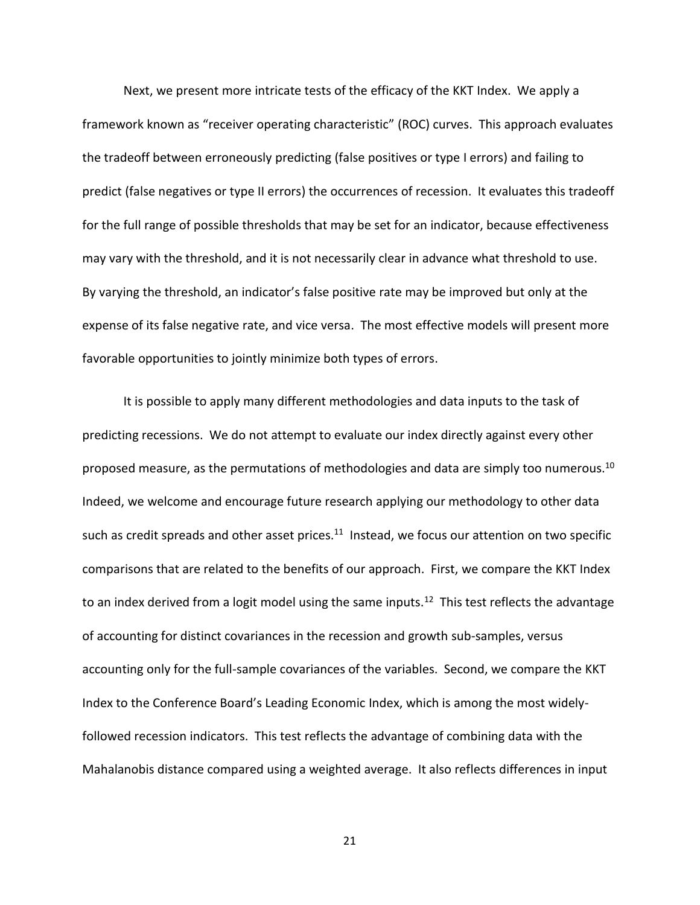Next, we present more intricate tests of the efficacy of the KKT Index. We apply a framework known as "receiver operating characteristic" (ROC) curves. This approach evaluates the tradeoff between erroneously predicting (false positives or type I errors) and failing to predict (false negatives or type II errors) the occurrences of recession. It evaluates this tradeoff for the full range of possible thresholds that may be set for an indicator, because effectiveness may vary with the threshold, and it is not necessarily clear in advance what threshold to use. By varying the threshold, an indicator's false positive rate may be improved but only at the expense of its false negative rate, and vice versa. The most effective models will present more favorable opportunities to jointly minimize both types of errors.

It is possible to apply many different methodologies and data inputs to the task of predicting recessions. We do not attempt to evaluate our index directly against every other proposed measure, as the permutations of methodologies and data are simply too numerous.[10] Indeed, we welcome and encourage future research applying our methodology to other data such as credit spreads and other asset prices.[11] Instead, we focus our attention on two specific comparisons that are related to the benefits of our approach. First, we compare the KKT Index to an index derived from a logit model using the same inputs.[12] This test reflects the advantage of accounting for distinct covariances in the recession and growth sub-samples, versus accounting only for the full-sample covariances of the variables. Second, we compare the KKT Index to the Conference Board's Leading Economic Index, which is among the most widely-followed recession indicators. This test reflects the advantage of combining data with the Mahalanobis distance compared using a weighted average. It also reflects differences in input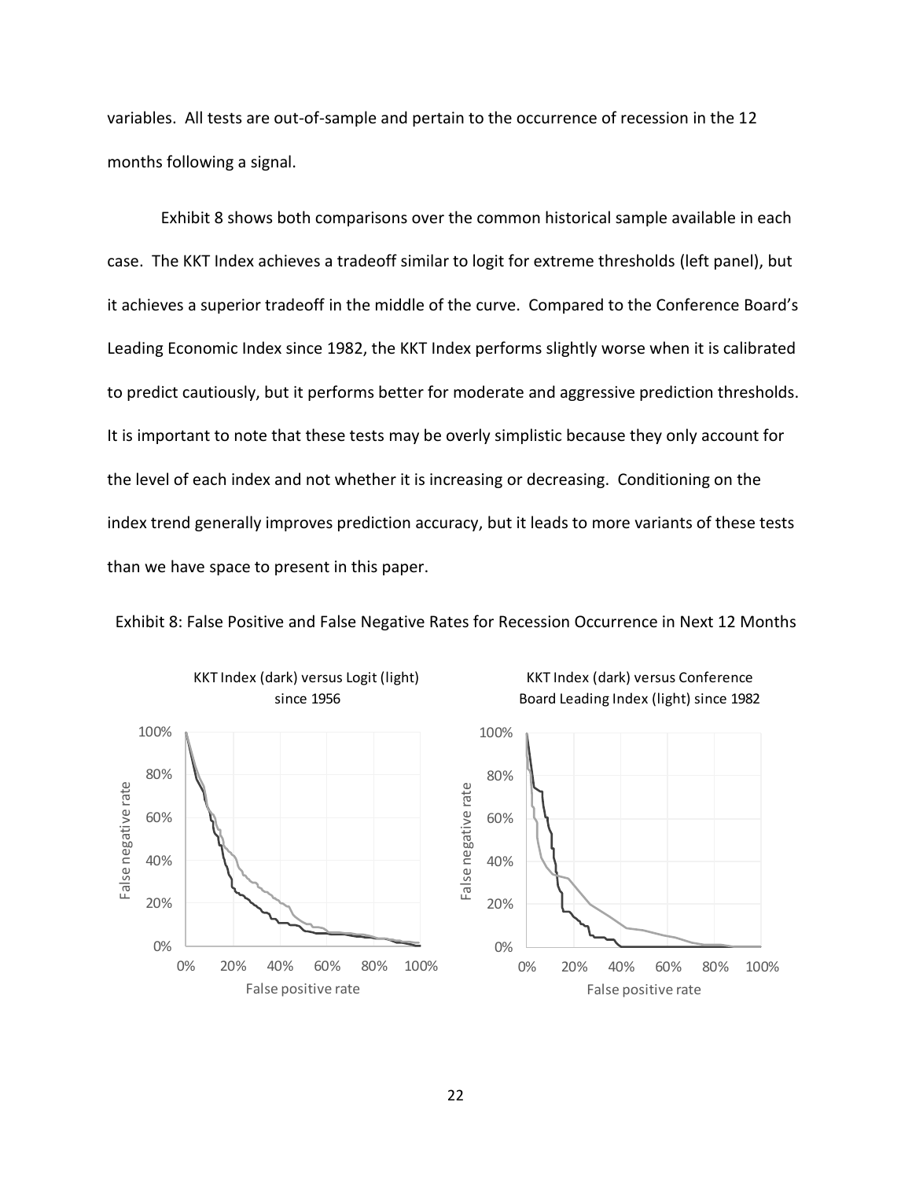variables. All tests are out-of-sample and pertain to the occurrence of recession in the 12 months following a signal.

Exhibit 8 shows both comparisons over the common historical sample available in each case. The KKT Index achieves a tradeoff similar to logit for extreme thresholds (left panel), but it achieves a superior tradeoff in the middle of the curve. Compared to the Conference Board's Leading Economic Index since 1982, the KKT Index performs slightly worse when it is calibrated to predict cautiously, but it performs better for moderate and aggressive prediction thresholds. It is important to note that these tests may be overly simplistic because they only account for the level of each index and not whether it is increasing or decreasing. Conditioning on the index trend generally improves prediction accuracy, but it leads to more variants of these tests than we have space to present in this paper.

Exhibit 8: False Positive and False Negative Rates for Recession Occurrence in Next 12 Months

KKT Index (dark) versus Logit (light) since 1956

KKT Index (dark) versus Conference Board Leading Index (light) since 1982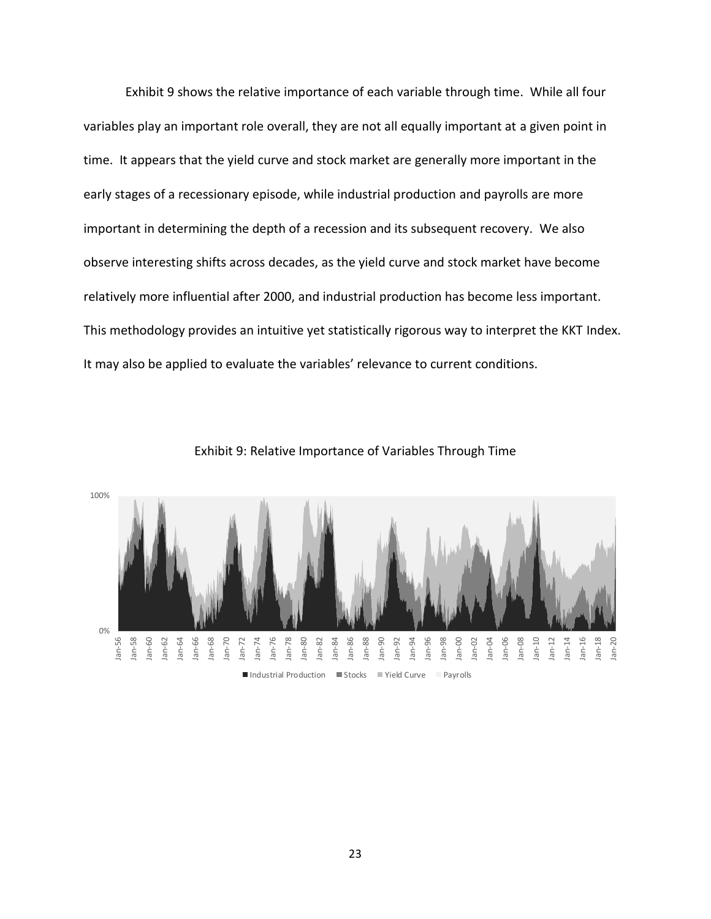Exhibit 9 shows the relative importance of each variable through time. While all four variables play an important role overall, they are not all equally important at a given point in time. It appears that the yield curve and stock market are generally more important in the early stages of a recessionary episode, while industrial production and payrolls are more important in determining the depth of a recession and its subsequent recovery. We also observe interesting shifts across decades, as the yield curve and stock market have become relatively more influential after 2000, and industrial production has become less important. This methodology provides an intuitive yet statistically rigorous way to interpret the KKT Index. It may also be applied to evaluate the variables' relevance to current conditions.

Exhibit 9: Relative Importance of Variables Through Time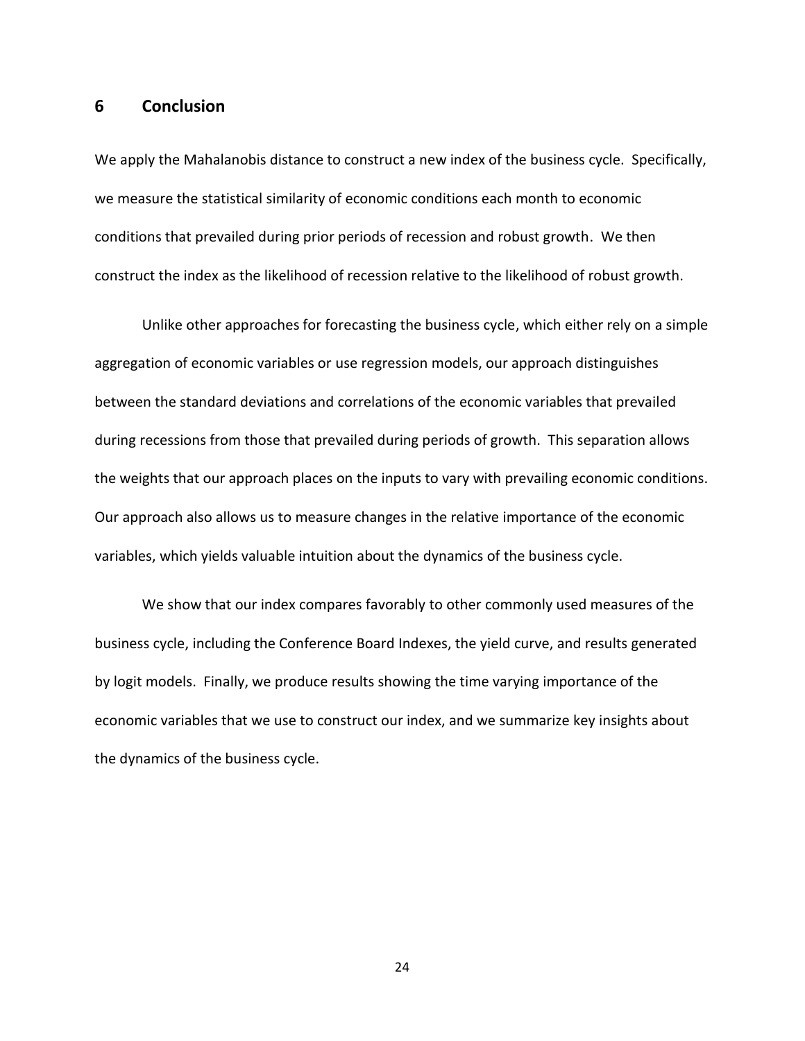## 6 Conclusion

We apply the Mahalanobis distance to construct a new index of the business cycle. Specifically, we measure the statistical similarity of economic conditions each month to economic conditions that prevailed during prior periods of recession and robust growth. We then construct the index as the likelihood of recession relative to the likelihood of robust growth.

Unlike other approaches for forecasting the business cycle, which either rely on a simple aggregation of economic variables or use regression models, our approach distinguishes between the standard deviations and correlations of the economic variables that prevailed during recessions from those that prevailed during periods of growth. This separation allows the weights that our approach places on the inputs to vary with prevailing economic conditions. Our approach also allows us to measure changes in the relative importance of the economic variables, which yields valuable intuition about the dynamics of the business cycle.

We show that our index compares favorably to other commonly used measures of the business cycle, including the Conference Board Indexes, the yield curve, and results generated by logit models. Finally, we produce results showing the time varying importance of the economic variables that we use to construct our index, and we summarize key insights about the dynamics of the business cycle.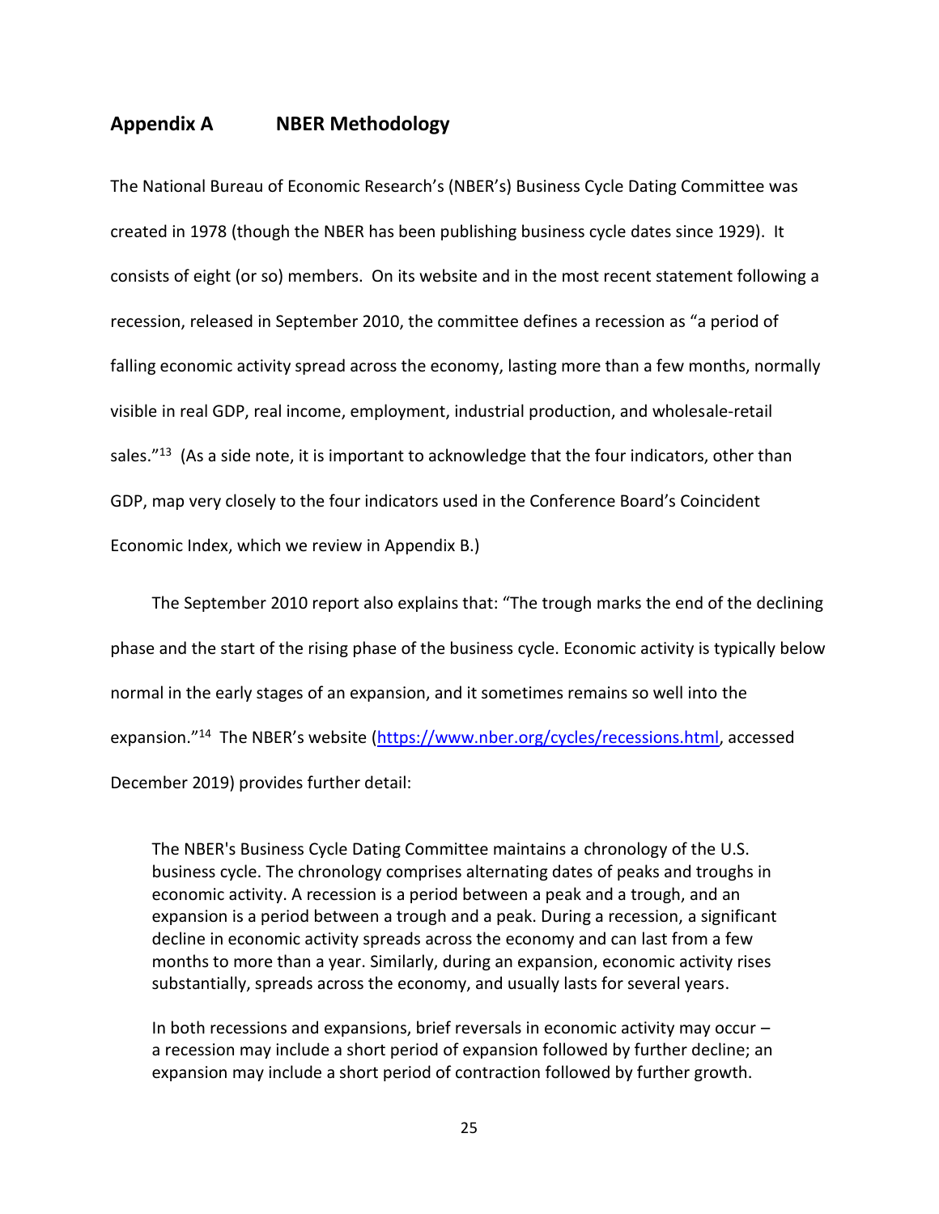## Appendix A NBER Methodology

The National Bureau of Economic Research's (NBER's) Business Cycle Dating Committee was created in 1978 (though the NBER has been publishing business cycle dates since 1929). It consists of eight (or so) members. On its website and in the most recent statement following a recession, released in September 2010, the committee defines a recession as "a period of falling economic activity spread across the economy, lasting more than a few months, normally visible in real GDP, real income, employment, industrial production, and wholesale-retail sales."[13] (As a side note, it is important to acknowledge that the four indicators, other than GDP, map very closely to the four indicators used in the Conference Board's Coincident Economic Index, which we review in Appendix B.)

The September 2010 report also explains that: "The trough marks the end of the declining phase and the start of the rising phase of the business cycle. Economic activity is typically below normal in the early stages of an expansion, and it sometimes remains so well into the expansion."[14] The NBER's website (https://www.nber.org/cycles/recessions.html, accessed December 2019) provides further detail:

> The NBER's Business Cycle Dating Committee maintains a chronology of the U.S. business cycle. The chronology comprises alternating dates of peaks and troughs in economic activity. A recession is a period between a peak and a trough, and an expansion is a period between a trough and a peak. During a recession, a significant decline in economic activity spreads across the economy and can last from a few months to more than a year. Similarly, during an expansion, economic activity rises substantially, spreads across the economy, and usually lasts for several years.
>
> In both recessions and expansions, brief reversals in economic activity may occur – a recession may include a short period of expansion followed by further decline; an expansion may include a short period of contraction followed by further growth.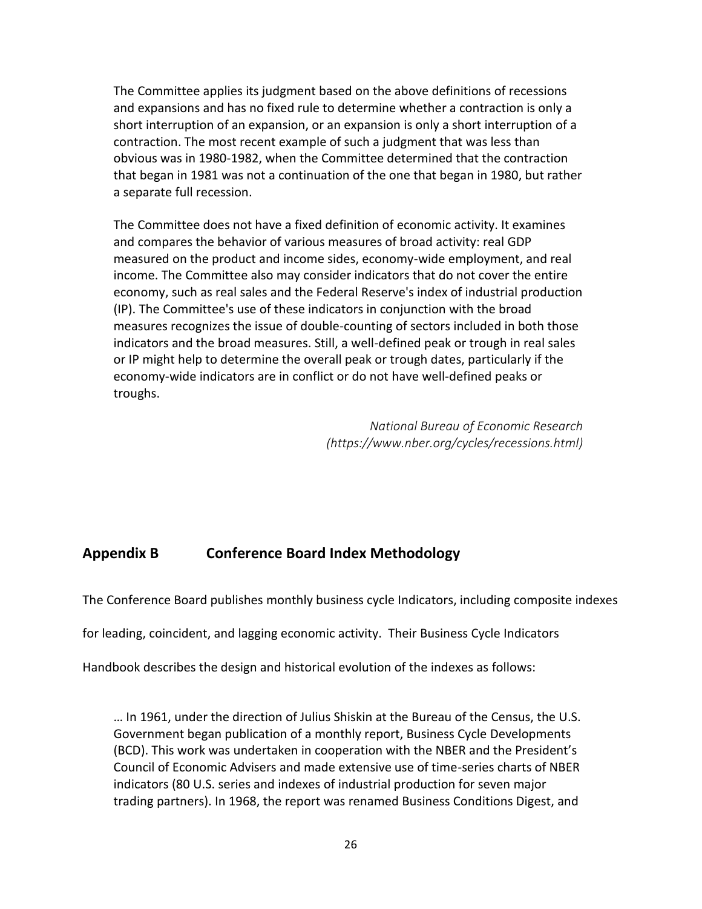> The Committee applies its judgment based on the above definitions of recessions and expansions and has no fixed rule to determine whether a contraction is only a short interruption of an expansion, or an expansion is only a short interruption of a contraction. The most recent example of such a judgment that was less than obvious was in 1980-1982, when the Committee determined that the contraction that began in 1981 was not a continuation of the one that began in 1980, but rather a separate full recession.
>
> The Committee does not have a fixed definition of economic activity. It examines and compares the behavior of various measures of broad activity: real GDP measured on the product and income sides, economy-wide employment, and real income. The Committee also may consider indicators that do not cover the entire economy, such as real sales and the Federal Reserve's index of industrial production (IP). The Committee's use of these indicators in conjunction with the broad measures recognizes the issue of double-counting of sectors included in both those indicators and the broad measures. Still, a well-defined peak or trough in real sales or IP might help to determine the overall peak or trough dates, particularly if the economy-wide indicators are in conflict or do not have well-defined peaks or troughs.
>
> *National Bureau of Economic Research (https://www.nber.org/cycles/recessions.html)*

## Appendix B Conference Board Index Methodology

The Conference Board publishes monthly business cycle Indicators, including composite indexes for leading, coincident, and lagging economic activity. Their Business Cycle Indicators Handbook describes the design and historical evolution of the indexes as follows:

> … In 1961, under the direction of Julius Shiskin at the Bureau of the Census, the U.S. Government began publication of a monthly report, Business Cycle Developments (BCD). This work was undertaken in cooperation with the NBER and the President's Council of Economic Advisers and made extensive use of time-series charts of NBER indicators (80 U.S. series and indexes of industrial production for seven major trading partners). In 1968, the report was renamed Business Conditions Digest, and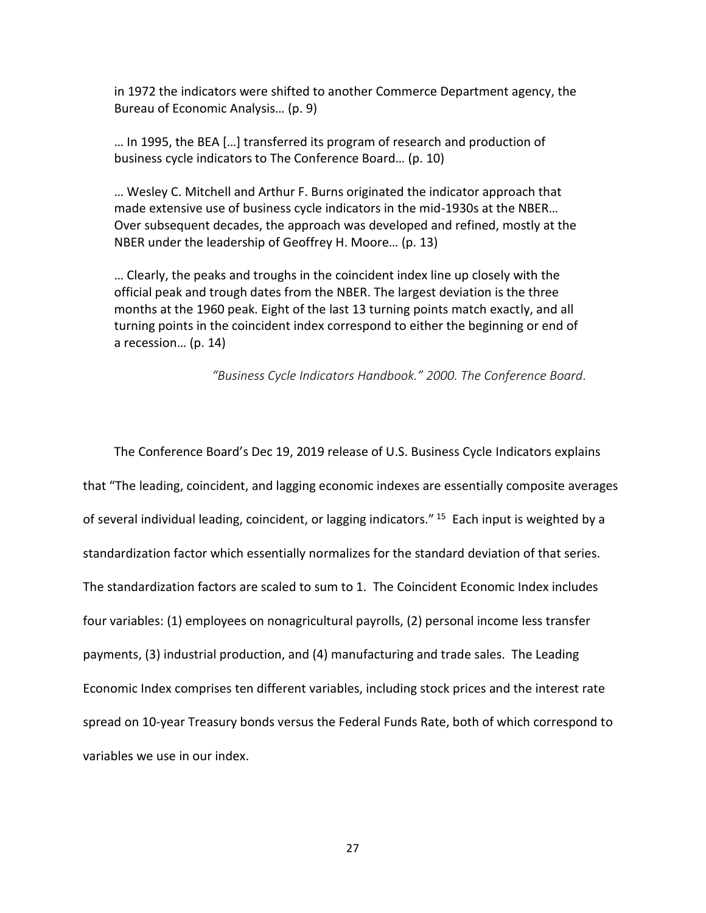> in 1972 the indicators were shifted to another Commerce Department agency, the Bureau of Economic Analysis… (p. 9)
>
> … In 1995, the BEA […] transferred its program of research and production of business cycle indicators to The Conference Board… (p. 10)
>
> … Wesley C. Mitchell and Arthur F. Burns originated the indicator approach that made extensive use of business cycle indicators in the mid-1930s at the NBER… Over subsequent decades, the approach was developed and refined, mostly at the NBER under the leadership of Geoffrey H. Moore… (p. 13)
>
> … Clearly, the peaks and troughs in the coincident index line up closely with the official peak and trough dates from the NBER. The largest deviation is the three months at the 1960 peak. Eight of the last 13 turning points match exactly, and all turning points in the coincident index correspond to either the beginning or end of a recession… (p. 14)
>
> *"Business Cycle Indicators Handbook." 2000. The Conference Board.*

The Conference Board's Dec 19, 2019 release of U.S. Business Cycle Indicators explains that "The leading, coincident, and lagging economic indexes are essentially composite averages of several individual leading, coincident, or lagging indicators." [15] Each input is weighted by a standardization factor which essentially normalizes for the standard deviation of that series. The standardization factors are scaled to sum to 1. The Coincident Economic Index includes four variables: (1) employees on nonagricultural payrolls, (2) personal income less transfer payments, (3) industrial production, and (4) manufacturing and trade sales. The Leading Economic Index comprises ten different variables, including stock prices and the interest rate spread on 10-year Treasury bonds versus the Federal Funds Rate, both of which correspond to variables we use in our index.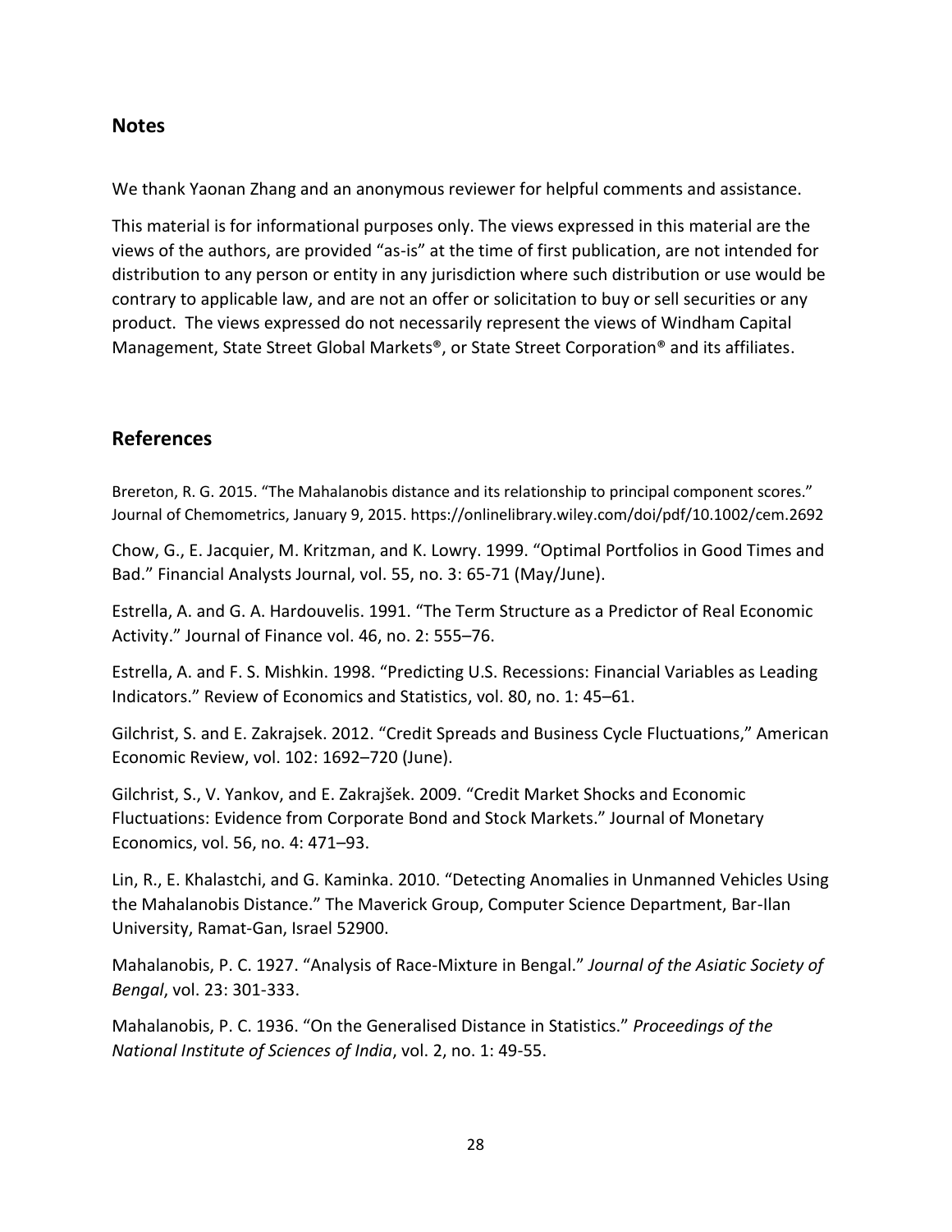## Notes

We thank Yaonan Zhang and an anonymous reviewer for helpful comments and assistance.

This material is for informational purposes only. The views expressed in this material are the views of the authors, are provided "as-is" at the time of first publication, are not intended for distribution to any person or entity in any jurisdiction where such distribution or use would be contrary to applicable law, and are not an offer or solicitation to buy or sell securities or any product. The views expressed do not necessarily represent the views of Windham Capital Management, State Street Global Markets®, or State Street Corporation® and its affiliates.

## References

Brereton, R. G. 2015. "The Mahalanobis distance and its relationship to principal component scores." Journal of Chemometrics, January 9, 2015. https://onlinelibrary.wiley.com/doi/pdf/10.1002/cem.2692

Chow, G., E. Jacquier, M. Kritzman, and K. Lowry. 1999. "Optimal Portfolios in Good Times and Bad." Financial Analysts Journal, vol. 55, no. 3: 65-71 (May/June).

Estrella, A. and G. A. Hardouvelis. 1991. "The Term Structure as a Predictor of Real Economic Activity." Journal of Finance vol. 46, no. 2: 555–76.

Estrella, A. and F. S. Mishkin. 1998. "Predicting U.S. Recessions: Financial Variables as Leading Indicators." Review of Economics and Statistics, vol. 80, no. 1: 45–61.

Gilchrist, S. and E. Zakrajsek. 2012. "Credit Spreads and Business Cycle Fluctuations," American Economic Review, vol. 102: 1692–720 (June).

Gilchrist, S., V. Yankov, and E. Zakrajšek. 2009. "Credit Market Shocks and Economic Fluctuations: Evidence from Corporate Bond and Stock Markets." Journal of Monetary Economics, vol. 56, no. 4: 471–93.

Lin, R., E. Khalastchi, and G. Kaminka. 2010. "Detecting Anomalies in Unmanned Vehicles Using the Mahalanobis Distance." The Maverick Group, Computer Science Department, Bar-Ilan University, Ramat-Gan, Israel 52900.

Mahalanobis, P. C. 1927. "Analysis of Race-Mixture in Bengal." *Journal of the Asiatic Society of Bengal*, vol. 23: 301-333.

Mahalanobis, P. C. 1936. "On the Generalised Distance in Statistics." *Proceedings of the National Institute of Sciences of India*, vol. 2, no. 1: 49-55.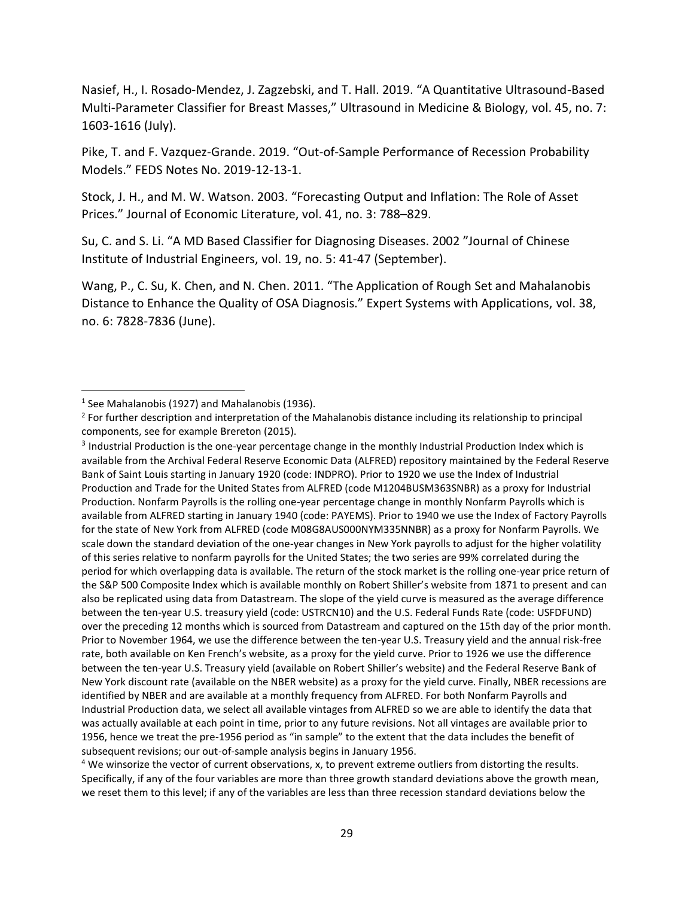Nasief, H., I. Rosado-Mendez, J. Zagzebski, and T. Hall. 2019. "A Quantitative Ultrasound-Based Multi-Parameter Classifier for Breast Masses," Ultrasound in Medicine & Biology, vol. 45, no. 7: 1603-1616 (July).

Pike, T. and F. Vazquez-Grande. 2019. "Out-of-Sample Performance of Recession Probability Models." FEDS Notes No. 2019-12-13-1.

Stock, J. H., and M. W. Watson. 2003. "Forecasting Output and Inflation: The Role of Asset Prices." Journal of Economic Literature, vol. 41, no. 3: 788–829.

Su, C. and S. Li. "A MD Based Classifier for Diagnosing Diseases. 2002 "Journal of Chinese Institute of Industrial Engineers, vol. 19, no. 5: 41-47 (September).

Wang, P., C. Su, K. Chen, and N. Chen. 2011. "The Application of Rough Set and Mahalanobis Distance to Enhance the Quality of OSA Diagnosis." Expert Systems with Applications, vol. 38, no. 6: 7828-7836 (June).

---

[1] See Mahalanobis (1927) and Mahalanobis (1936).

[2] For further description and interpretation of the Mahalanobis distance including its relationship to principal components, see for example Brereton (2015).

[3] Industrial Production is the one-year percentage change in the monthly Industrial Production Index which is available from the Archival Federal Reserve Economic Data (ALFRED) repository maintained by the Federal Reserve Bank of Saint Louis starting in January 1920 (code: INDPRO). Prior to 1920 we use the Index of Industrial Production and Trade for the United States from ALFRED (code M1204BUSM363SNBR) as a proxy for Industrial Production. Nonfarm Payrolls is the rolling one-year percentage change in monthly Nonfarm Payrolls which is available from ALFRED starting in January 1940 (code: PAYEMS). Prior to 1940 we use the Index of Factory Payrolls for the state of New York from ALFRED (code M08G8AUS000NYM335NNBR) as a proxy for Nonfarm Payrolls. We scale down the standard deviation of the one-year changes in New York payrolls to adjust for the higher volatility of this series relative to nonfarm payrolls for the United States; the two series are 99% correlated during the period for which overlapping data is available. The return of the stock market is the rolling one-year price return of the S&P 500 Composite Index which is available monthly on Robert Shiller's website from 1871 to present and can also be replicated using data from Datastream. The slope of the yield curve is measured as the average difference between the ten-year U.S. treasury yield (code: USTRCN10) and the U.S. Federal Funds Rate (code: USFDFUND) over the preceding 12 months which is sourced from Datastream and captured on the 15th day of the prior month. Prior to November 1964, we use the difference between the ten-year U.S. Treasury yield and the annual risk-free rate, both available on Ken French's website, as a proxy for the yield curve. Prior to 1926 we use the difference between the ten-year U.S. Treasury yield (available on Robert Shiller's website) and the Federal Reserve Bank of New York discount rate (available on the NBER website) as a proxy for the yield curve. Finally, NBER recessions are identified by NBER and are available at a monthly frequency from ALFRED. For both Nonfarm Payrolls and Industrial Production data, we select all available vintages from ALFRED so we are able to identify the data that was actually available at each point in time, prior to any future revisions. Not all vintages are available prior to 1956, hence we treat the pre-1956 period as "in sample" to the extent that the data includes the benefit of subsequent revisions; our out-of-sample analysis begins in January 1956.

[4] We winsorize the vector of current observations, x, to prevent extreme outliers from distorting the results. Specifically, if any of the four variables are more than three growth standard deviations above the growth mean, we reset them to this level; if any of the variables are less than three recession standard deviations below the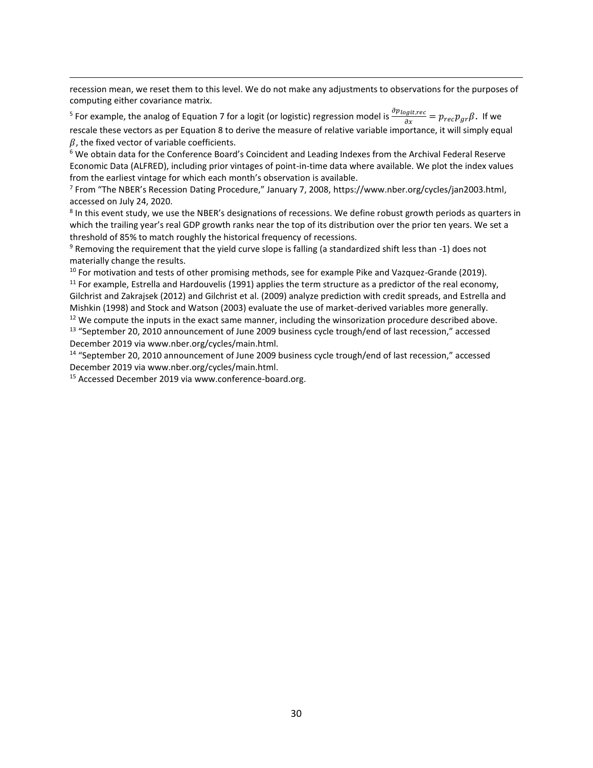recession mean, we reset them to this level. We do not make any adjustments to observations for the purposes of computing either covariance matrix.

[5] For example, the analog of Equation 7 for a logit (or logistic) regression model is $\frac{\partial p_{logit,rec}}{\partial x} = p_{rec} p_{gr} \beta$. If we rescale these vectors as per Equation 8 to derive the measure of relative variable importance, it will simply equal $\beta$, the fixed vector of variable coefficients.

[6] We obtain data for the Conference Board's Coincident and Leading Indexes from the Archival Federal Reserve Economic Data (ALFRED), including prior vintages of point-in-time data where available. We plot the index values from the earliest vintage for which each month's observation is available.

[7] From "The NBER's Recession Dating Procedure," January 7, 2008, https://www.nber.org/cycles/jan2003.html, accessed on July 24, 2020.

[8] In this event study, we use the NBER's designations of recessions. We define robust growth periods as quarters in which the trailing year's real GDP growth ranks near the top of its distribution over the prior ten years. We set a threshold of 85% to match roughly the historical frequency of recessions.

[9] Removing the requirement that the yield curve slope is falling (a standardized shift less than -1) does not materially change the results.

[10] For motivation and tests of other promising methods, see for example Pike and Vazquez-Grande (2019).

[11] For example, Estrella and Hardouvelis (1991) applies the term structure as a predictor of the real economy, Gilchrist and Zakrajsek (2012) and Gilchrist et al. (2009) analyze prediction with credit spreads, and Estrella and Mishkin (1998) and Stock and Watson (2003) evaluate the use of market-derived variables more generally.

[12] We compute the inputs in the exact same manner, including the winsorization procedure described above.

[13] "September 20, 2010 announcement of June 2009 business cycle trough/end of last recession," accessed December 2019 via www.nber.org/cycles/main.html.

[14] "September 20, 2010 announcement of June 2009 business cycle trough/end of last recession," accessed December 2019 via www.nber.org/cycles/main.html.

[15] Accessed December 2019 via www.conference-board.org.